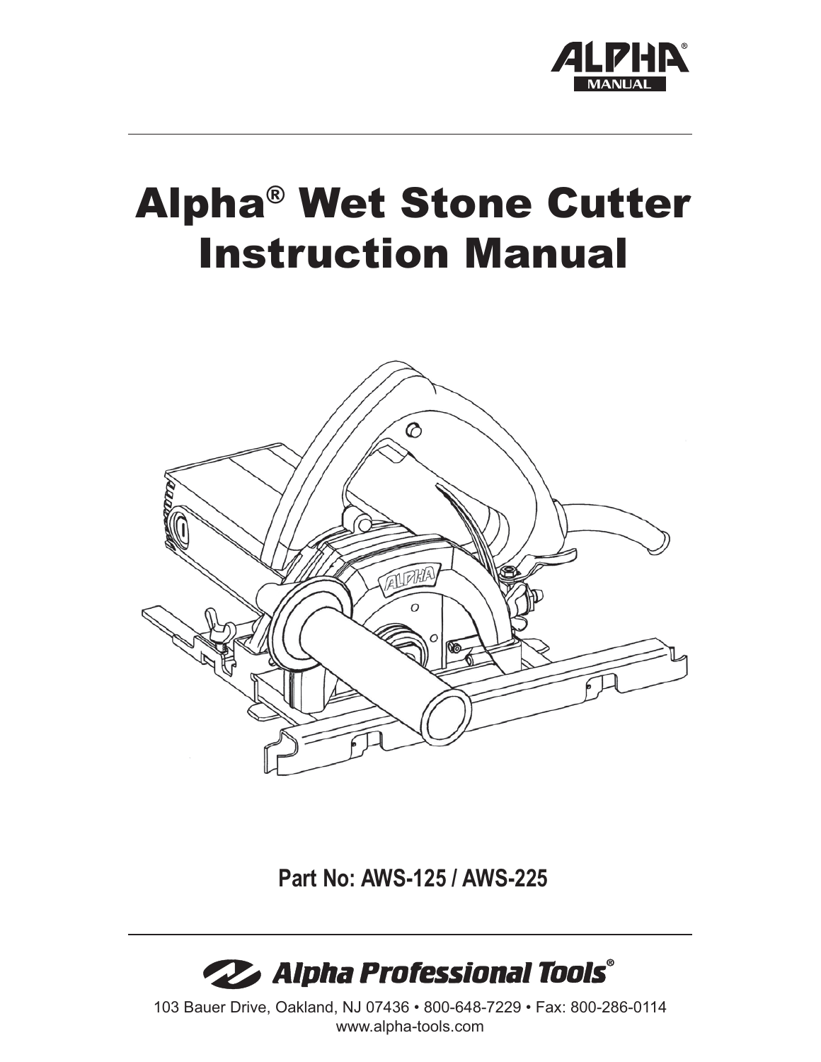ALPHA® MANUAL

# Alpha® Wet Stone Cutter Instruction Manual

**Part No: AWS-125 / AWS-225**

Alpha Professional Tools®

103 Bauer Drive, Oakland, NJ 07436 • 800-648-7229 • Fax: 800-286-0114
www.alpha-tools.com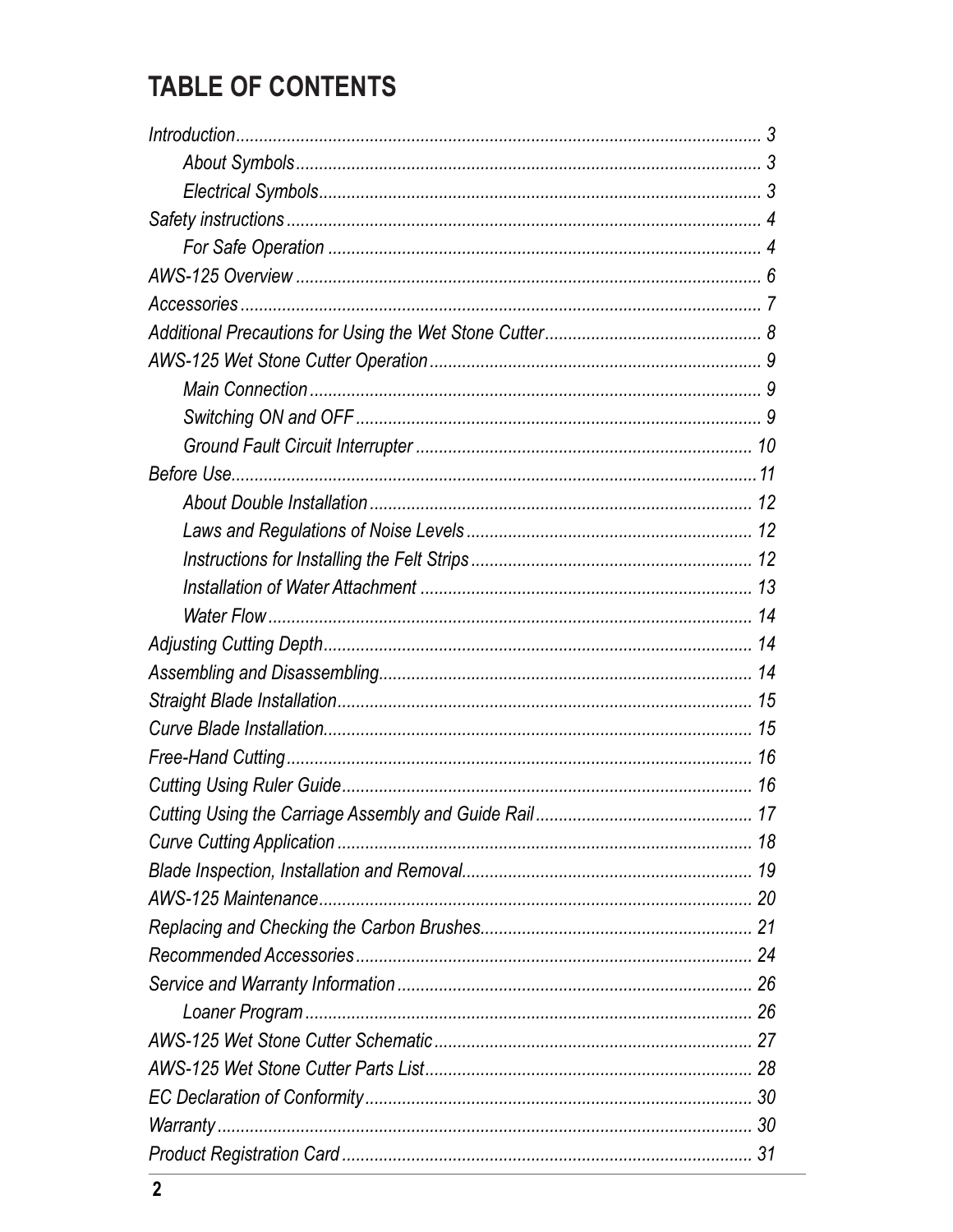# TABLE OF CONTENTS

*Introduction* ........................................ 3
- *About Symbols* ........................................ 3
- *Electrical Symbols* ........................................ 3

*Safety instructions* ........................................ 4
- *For Safe Operation* ........................................ 4

*AWS-125 Overview* ........................................ 6

*Accessories* ........................................ 7

*Additional Precautions for Using the Wet Stone Cutter* ........................................ 8

*AWS-125 Wet Stone Cutter Operation* ........................................ 9
- *Main Connection* ........................................ 9
- *Switching ON and OFF* ........................................ 9
- *Ground Fault Circuit Interrupter* ........................................ 10

*Before Use* ........................................ 11
- *About Double Installation* ........................................ 12
- *Laws and Regulations of Noise Levels* ........................................ 12
- *Instructions for Installing the Felt Strips* ........................................ 12
- *Installation of Water Attachment* ........................................ 13
- *Water Flow* ........................................ 14

*Adjusting Cutting Depth* ........................................ 14

*Assembling and Disassembling* ........................................ 14

*Straight Blade Installation* ........................................ 15

*Curve Blade Installation* ........................................ 15

*Free-Hand Cutting* ........................................ 16

*Cutting Using Ruler Guide* ........................................ 16

*Cutting Using the Carriage Assembly and Guide Rail* ........................................ 17

*Curve Cutting Application* ........................................ 18

*Blade Inspection, Installation and Removal* ........................................ 19

*AWS-125 Maintenance* ........................................ 20

*Replacing and Checking the Carbon Brushes* ........................................ 21

*Recommended Accessories* ........................................ 24

*Service and Warranty Information* ........................................ 26
- *Loaner Program* ........................................ 26

*AWS-125 Wet Stone Cutter Schematic* ........................................ 27

*AWS-125 Wet Stone Cutter Parts List* ........................................ 28

*EC Declaration of Conformity* ........................................ 30

*Warranty* ........................................ 30

*Product Registration Card* ........................................ 31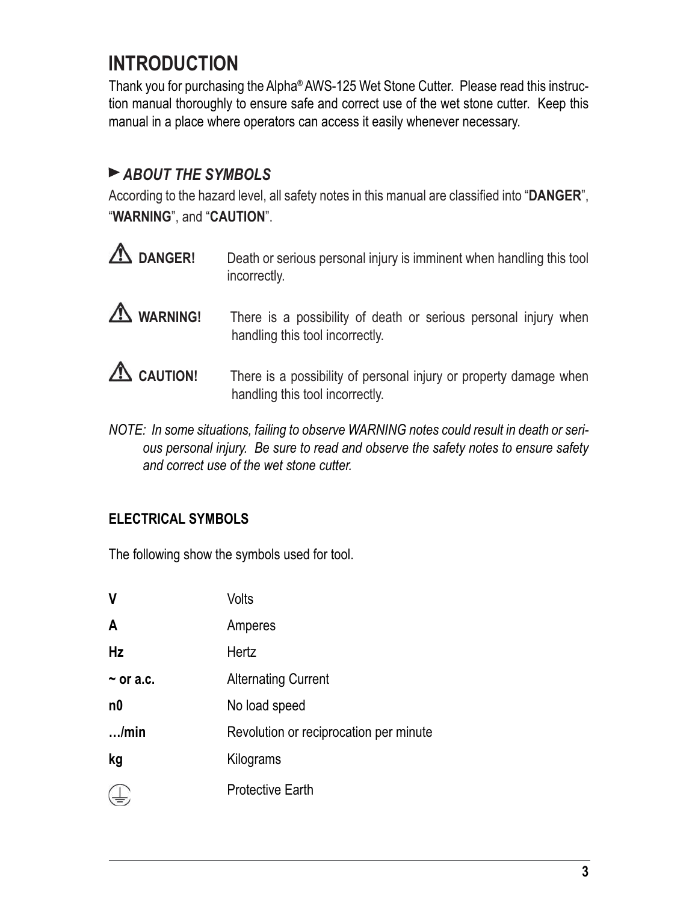# INTRODUCTION

Thank you for purchasing the Alpha® AWS-125 Wet Stone Cutter. Please read this instruction manual thoroughly to ensure safe and correct use of the wet stone cutter. Keep this manual in a place where operators can access it easily whenever necessary.

## ► *ABOUT THE SYMBOLS*

According to the hazard level, all safety notes in this manual are classified into "**DANGER**", "**WARNING**", and "**CAUTION**".

| | |
|---|---|
| ⚠ **DANGER!** | Death or serious personal injury is imminent when handling this tool incorrectly. |
| ⚠ **WARNING!** | There is a possibility of death or serious personal injury when handling this tool incorrectly. |
| ⚠ **CAUTION!** | There is a possibility of personal injury or property damage when handling this tool incorrectly. |

*NOTE: In some situations, failing to observe WARNING notes could result in death or serious personal injury. Be sure to read and observe the safety notes to ensure safety and correct use of the wet stone cutter.*

### ELECTRICAL SYMBOLS

The following show the symbols used for tool.

| | |
|---|---|
| **V** | Volts |
| **A** | Amperes |
| **Hz** | Hertz |
| **~ or a.c.** | Alternating Current |
| **n0** | No load speed |
| **…/min** | Revolution or reciprocation per minute |
| **kg** | Kilograms |
| ⏚ | Protective Earth |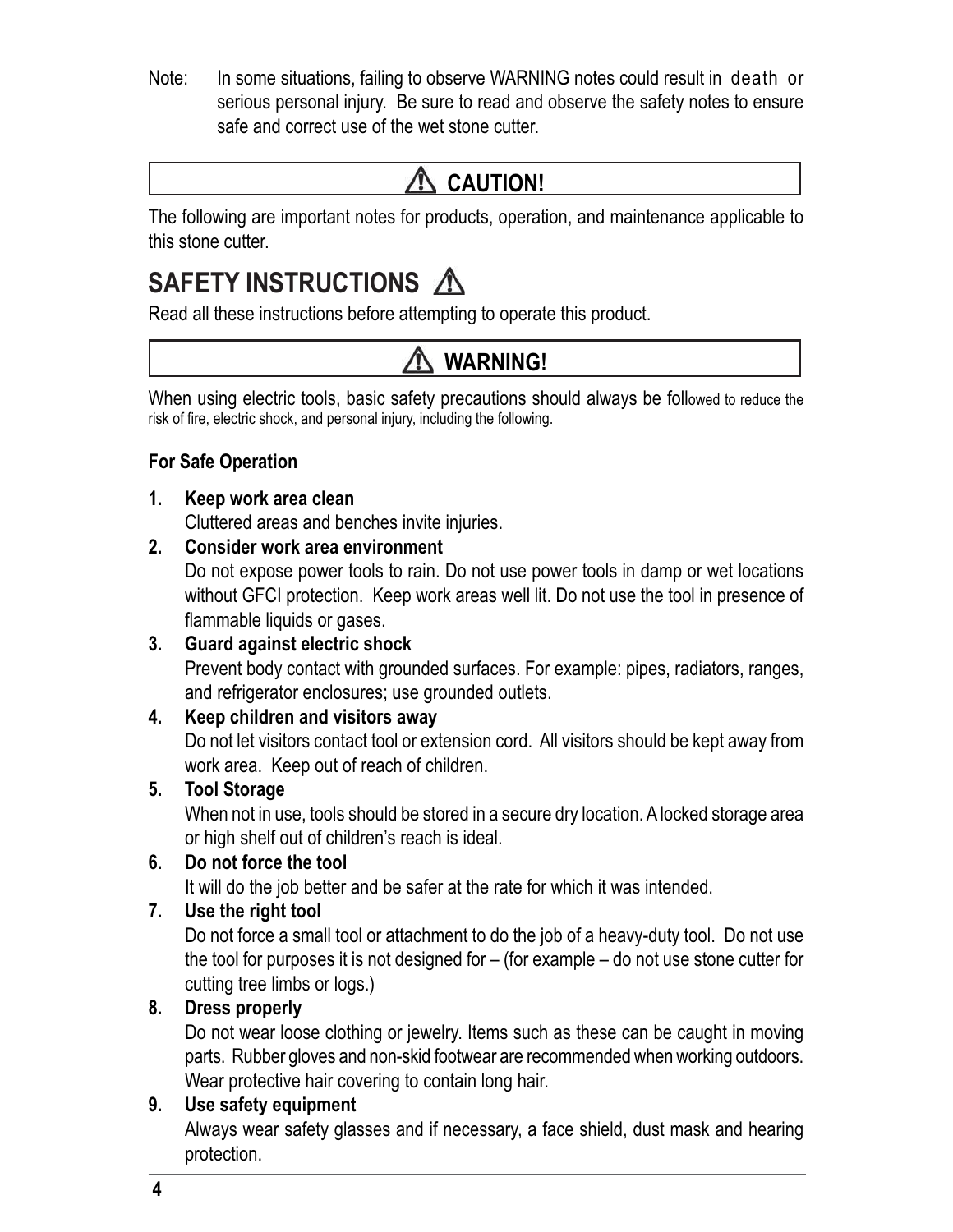Note: In some situations, failing to observe WARNING notes could result in death or serious personal injury. Be sure to read and observe the safety notes to ensure safe and correct use of the wet stone cutter.

**⚠ CAUTION!**

The following are important notes for products, operation, and maintenance applicable to this stone cutter.

# SAFETY INSTRUCTIONS ⚠

Read all these instructions before attempting to operate this product.

**⚠ WARNING!**

When using electric tools, basic safety precautions should always be followed to reduce the risk of fire, electric shock, and personal injury, including the following.

**For Safe Operation**

1. **Keep work area clean**
   Cluttered areas and benches invite injuries.
2. **Consider work area environment**
   Do not expose power tools to rain. Do not use power tools in damp or wet locations without GFCI protection. Keep work areas well lit. Do not use the tool in presence of flammable liquids or gases.
3. **Guard against electric shock**
   Prevent body contact with grounded surfaces. For example: pipes, radiators, ranges, and refrigerator enclosures; use grounded outlets.
4. **Keep children and visitors away**
   Do not let visitors contact tool or extension cord. All visitors should be kept away from work area. Keep out of reach of children.
5. **Tool Storage**
   When not in use, tools should be stored in a secure dry location. A locked storage area or high shelf out of children's reach is ideal.
6. **Do not force the tool**
   It will do the job better and be safer at the rate for which it was intended.
7. **Use the right tool**
   Do not force a small tool or attachment to do the job of a heavy-duty tool. Do not use the tool for purposes it is not designed for – (for example – do not use stone cutter for cutting tree limbs or logs.)
8. **Dress properly**
   Do not wear loose clothing or jewelry. Items such as these can be caught in moving parts. Rubber gloves and non-skid footwear are recommended when working outdoors. Wear protective hair covering to contain long hair.
9. **Use safety equipment**
   Always wear safety glasses and if necessary, a face shield, dust mask and hearing protection.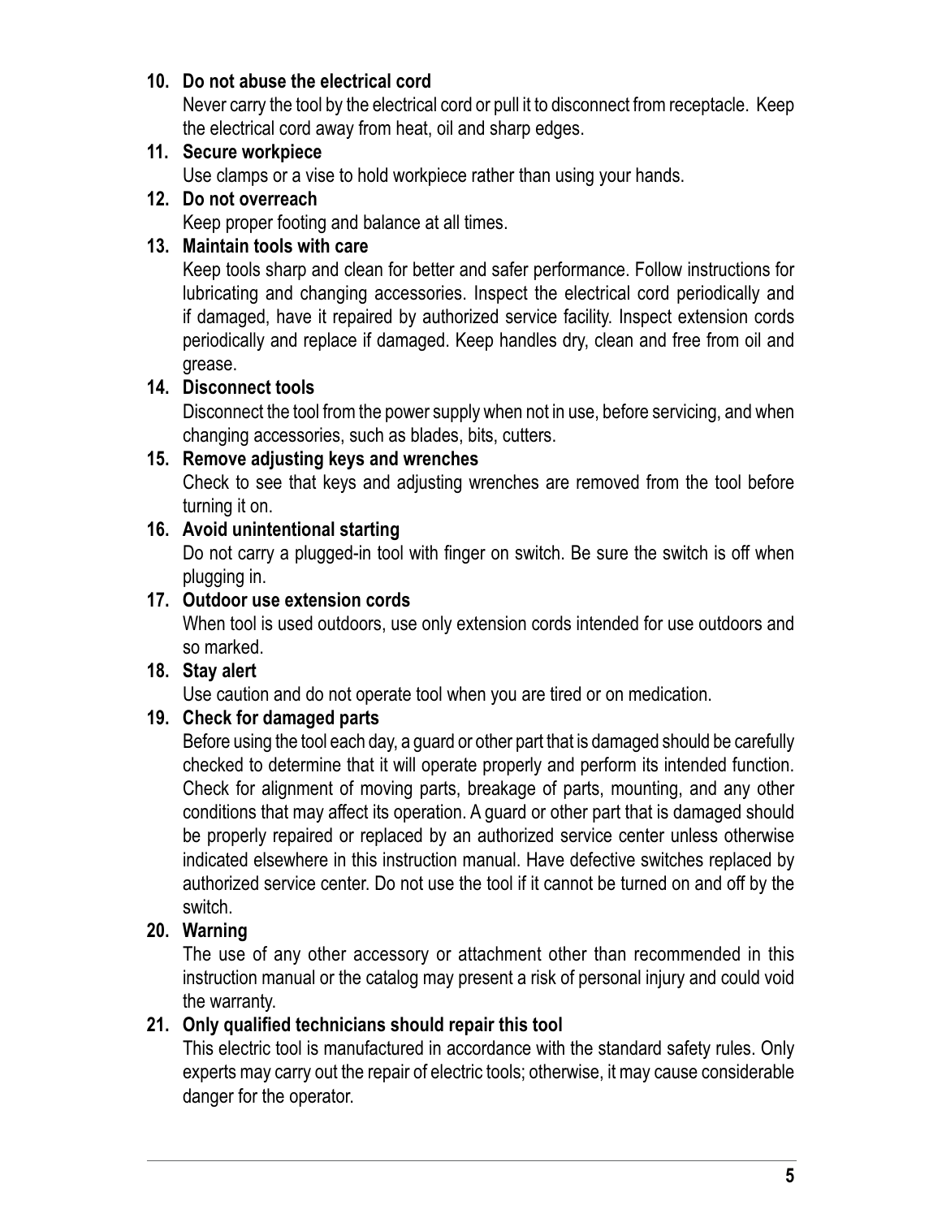**10. Do not abuse the electrical cord**

Never carry the tool by the electrical cord or pull it to disconnect from receptacle. Keep the electrical cord away from heat, oil and sharp edges.

**11. Secure workpiece**

Use clamps or a vise to hold workpiece rather than using your hands.

**12. Do not overreach**

Keep proper footing and balance at all times.

**13. Maintain tools with care**

Keep tools sharp and clean for better and safer performance. Follow instructions for lubricating and changing accessories. Inspect the electrical cord periodically and if damaged, have it repaired by authorized service facility. Inspect extension cords periodically and replace if damaged. Keep handles dry, clean and free from oil and grease.

**14. Disconnect tools**

Disconnect the tool from the power supply when not in use, before servicing, and when changing accessories, such as blades, bits, cutters.

**15. Remove adjusting keys and wrenches**

Check to see that keys and adjusting wrenches are removed from the tool before turning it on.

**16. Avoid unintentional starting**

Do not carry a plugged-in tool with finger on switch. Be sure the switch is off when plugging in.

**17. Outdoor use extension cords**

When tool is used outdoors, use only extension cords intended for use outdoors and so marked.

**18. Stay alert**

Use caution and do not operate tool when you are tired or on medication.

**19. Check for damaged parts**

Before using the tool each day, a guard or other part that is damaged should be carefully checked to determine that it will operate properly and perform its intended function. Check for alignment of moving parts, breakage of parts, mounting, and any other conditions that may affect its operation. A guard or other part that is damaged should be properly repaired or replaced by an authorized service center unless otherwise indicated elsewhere in this instruction manual. Have defective switches replaced by authorized service center. Do not use the tool if it cannot be turned on and off by the switch.

**20. Warning**

The use of any other accessory or attachment other than recommended in this instruction manual or the catalog may present a risk of personal injury and could void the warranty.

**21. Only qualified technicians should repair this tool**

This electric tool is manufactured in accordance with the standard safety rules. Only experts may carry out the repair of electric tools; otherwise, it may cause considerable danger for the operator.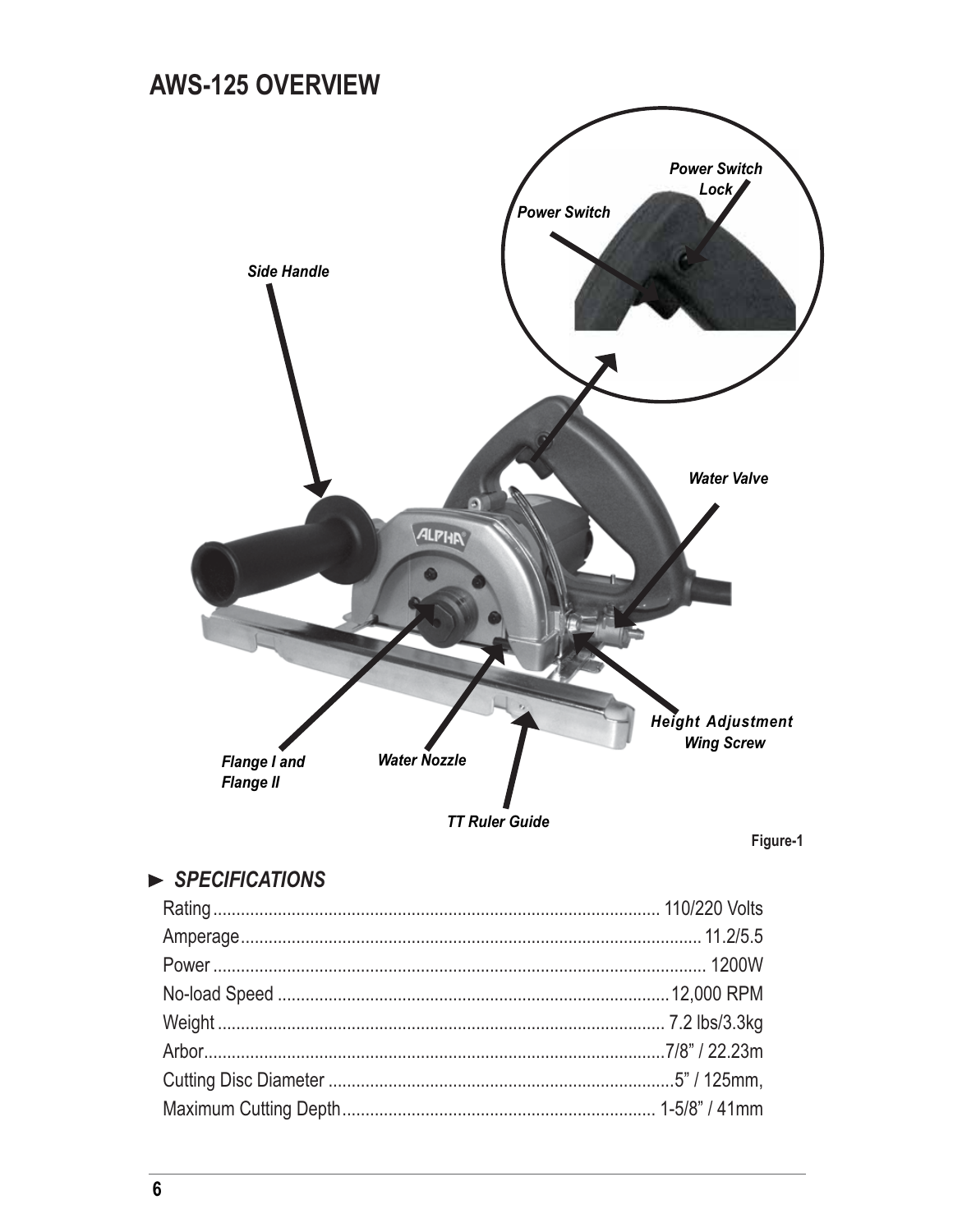# AWS-125 OVERVIEW

*Power Switch Lock*

*Power Switch*

*Side Handle*

*Water Valve*

*Height Adjustment Wing Screw*

*Flange I and Flange II*

*Water Nozzle*

*TT Ruler Guide*

Figure-1

## ► *SPECIFICATIONS*

| | |
|---|---|
| Rating | 110/220 Volts |
| Amperage | 11.2/5.5 |
| Power | 1200W |
| No-load Speed | 12,000 RPM |
| Weight | 7.2 lbs/3.3kg |
| Arbor | 7/8" / 22.23m |
| Cutting Disc Diameter | 5" / 125mm, |
| Maximum Cutting Depth | 1-5/8" / 41mm |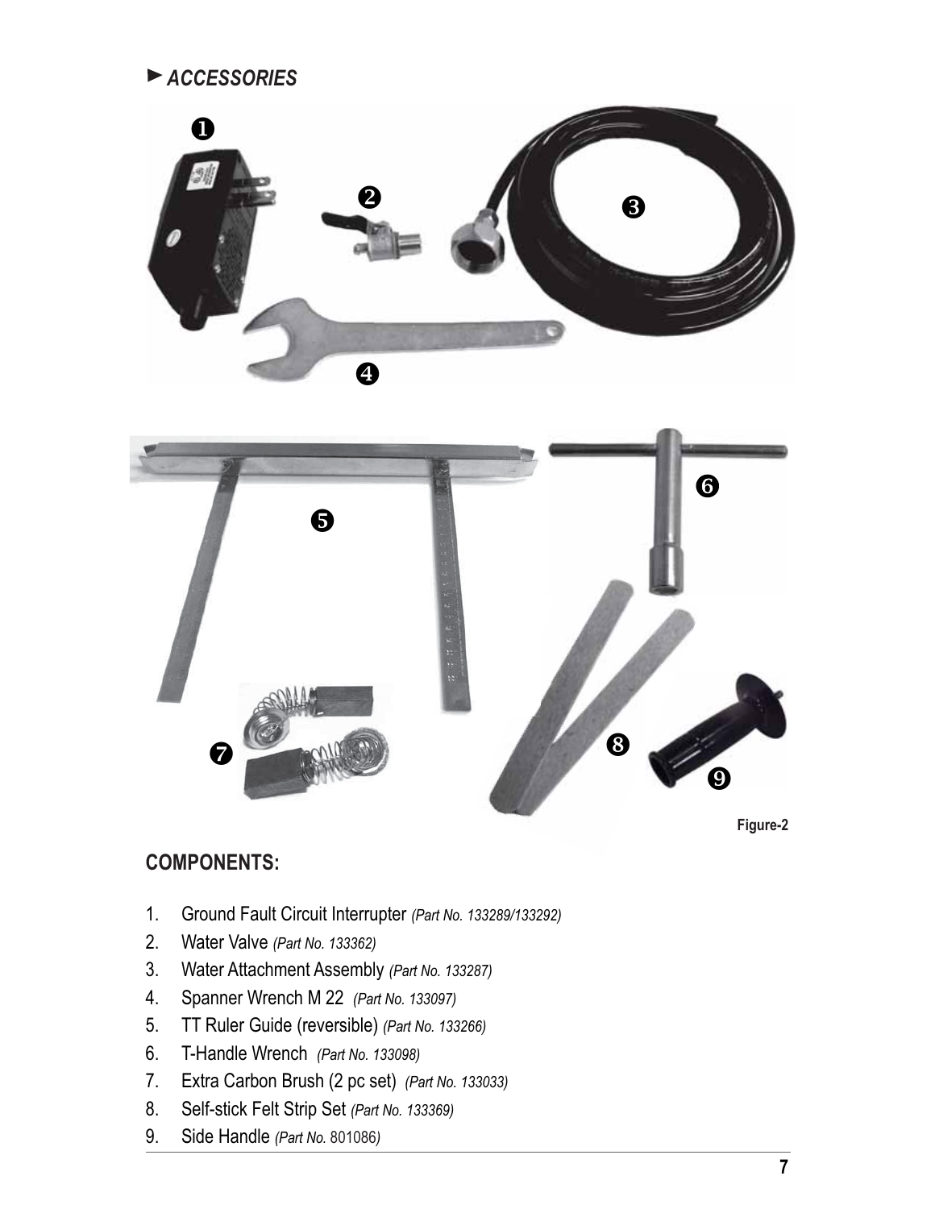## ► *ACCESSORIES*

Figure-2

## COMPONENTS:

1. Ground Fault Circuit Interrupter *(Part No. 133289/133292)*
2. Water Valve *(Part No. 133362)*
3. Water Attachment Assembly *(Part No. 133287)*
4. Spanner Wrench M 22 *(Part No. 133097)*
5. TT Ruler Guide (reversible) *(Part No. 133266)*
6. T-Handle Wrench *(Part No. 133098)*
7. Extra Carbon Brush (2 pc set) *(Part No. 133033)*
8. Self-stick Felt Strip Set *(Part No. 133369)*
9. Side Handle *(Part No.* 801086*)*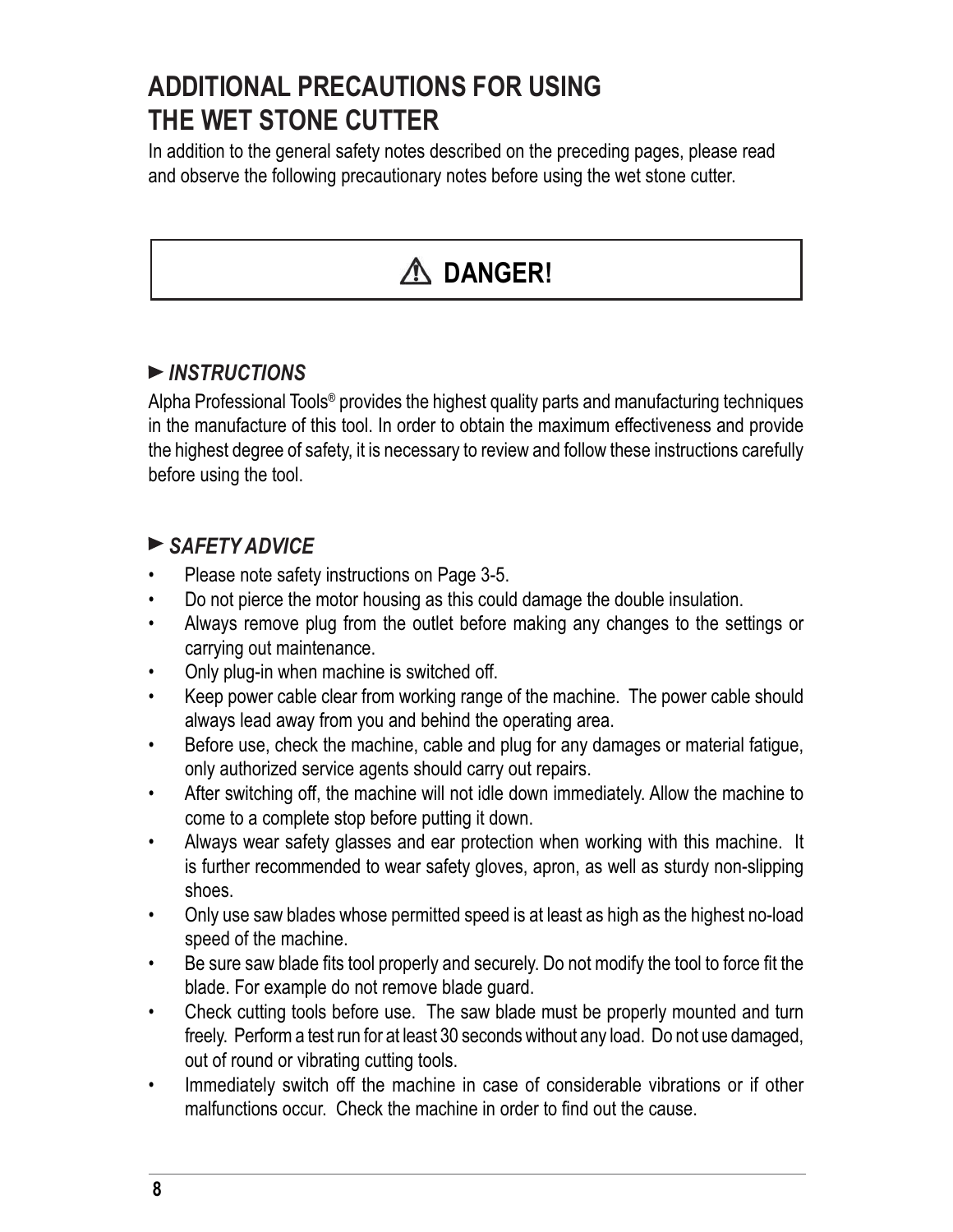# ADDITIONAL PRECAUTIONS FOR USING THE WET STONE CUTTER

In addition to the general safety notes described on the preceding pages, please read and observe the following precautionary notes before using the wet stone cutter.

## ⚠ DANGER!

### ► *INSTRUCTIONS*

Alpha Professional Tools® provides the highest quality parts and manufacturing techniques in the manufacture of this tool. In order to obtain the maximum effectiveness and provide the highest degree of safety, it is necessary to review and follow these instructions carefully before using the tool.

### ► *SAFETY ADVICE*

- Please note safety instructions on Page 3-5.
- Do not pierce the motor housing as this could damage the double insulation.
- Always remove plug from the outlet before making any changes to the settings or carrying out maintenance.
- Only plug-in when machine is switched off.
- Keep power cable clear from working range of the machine. The power cable should always lead away from you and behind the operating area.
- Before use, check the machine, cable and plug for any damages or material fatigue, only authorized service agents should carry out repairs.
- After switching off, the machine will not idle down immediately. Allow the machine to come to a complete stop before putting it down.
- Always wear safety glasses and ear protection when working with this machine. It is further recommended to wear safety gloves, apron, as well as sturdy non-slipping shoes.
- Only use saw blades whose permitted speed is at least as high as the highest no-load speed of the machine.
- Be sure saw blade fits tool properly and securely. Do not modify the tool to force fit the blade. For example do not remove blade guard.
- Check cutting tools before use. The saw blade must be properly mounted and turn freely. Perform a test run for at least 30 seconds without any load. Do not use damaged, out of round or vibrating cutting tools.
- Immediately switch off the machine in case of considerable vibrations or if other malfunctions occur. Check the machine in order to find out the cause.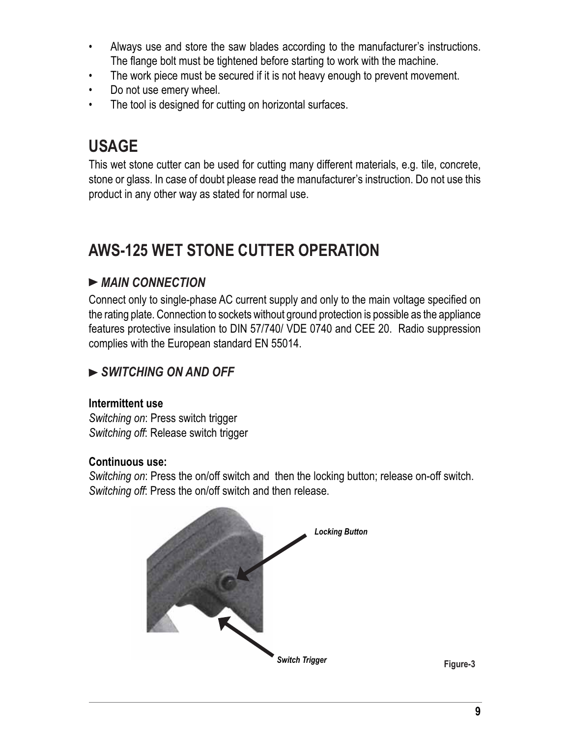- Always use and store the saw blades according to the manufacturer's instructions. The flange bolt must be tightened before starting to work with the machine.
- The work piece must be secured if it is not heavy enough to prevent movement.
- Do not use emery wheel.
- The tool is designed for cutting on horizontal surfaces.

## USAGE

This wet stone cutter can be used for cutting many different materials, e.g. tile, concrete, stone or glass. In case of doubt please read the manufacturer's instruction. Do not use this product in any other way as stated for normal use.

## AWS-125 WET STONE CUTTER OPERATION

### ► *MAIN CONNECTION*

Connect only to single-phase AC current supply and only to the main voltage specified on the rating plate. Connection to sockets without ground protection is possible as the appliance features protective insulation to DIN 57/740/ VDE 0740 and CEE 20. Radio suppression complies with the European standard EN 55014.

### ► *SWITCHING ON AND OFF*

**Intermittent use**

*Switching on*: Press switch trigger
*Switching off*: Release switch trigger

**Continuous use:**

*Switching on*: Press the on/off switch and then the locking button; release on-off switch.
*Switching off*: Press the on/off switch and then release.

*Locking Button*

*Switch Trigger*

Figure-3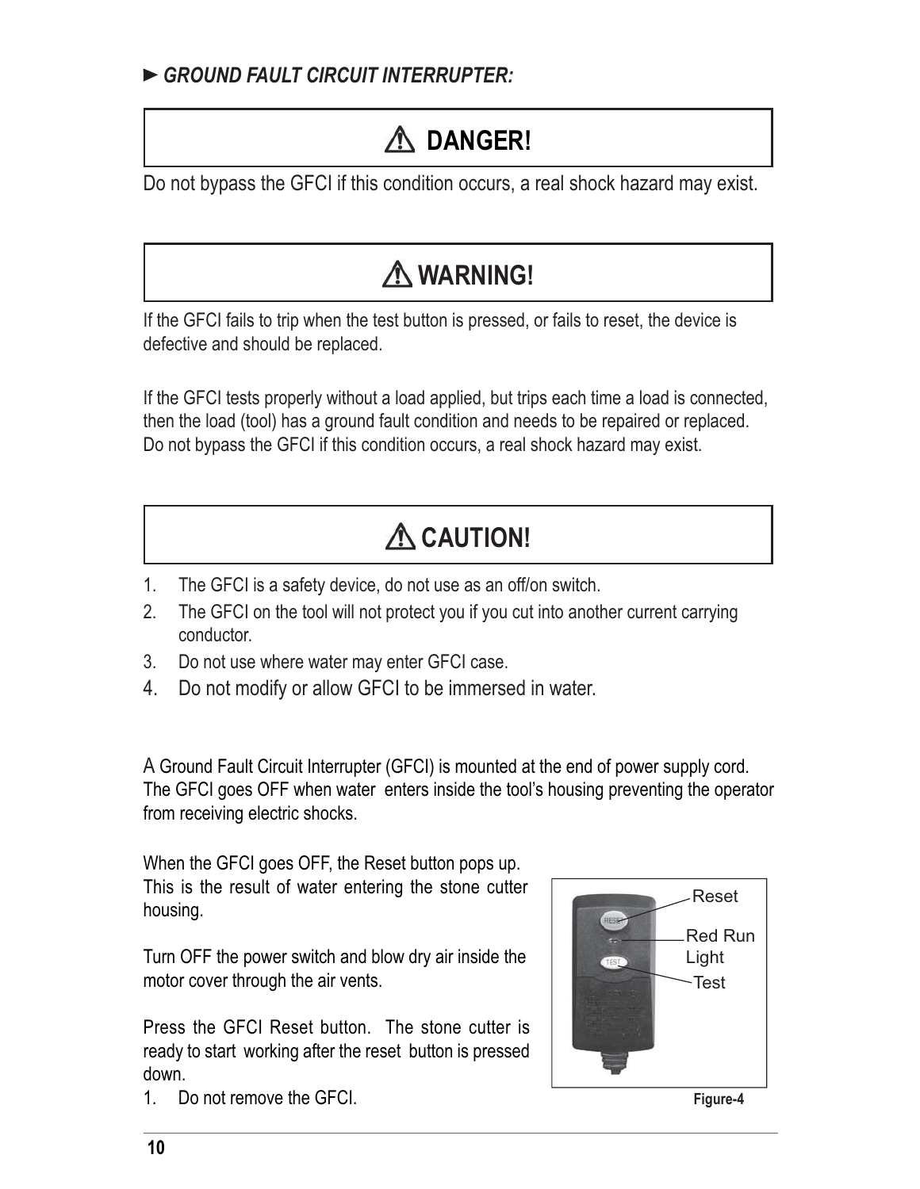**► *GROUND FAULT CIRCUIT INTERRUPTER:***

## ⚠ DANGER!

Do not bypass the GFCI if this condition occurs, a real shock hazard may exist.

## ⚠ WARNING!

If the GFCI fails to trip when the test button is pressed, or fails to reset, the device is defective and should be replaced.

If the GFCI tests properly without a load applied, but trips each time a load is connected, then the load (tool) has a ground fault condition and needs to be repaired or replaced. Do not bypass the GFCI if this condition occurs, a real shock hazard may exist.

## ⚠ CAUTION!

1. The GFCI is a safety device, do not use as an off/on switch.
2. The GFCI on the tool will not protect you if you cut into another current carrying conductor.
3. Do not use where water may enter GFCI case.
4. Do not modify or allow GFCI to be immersed in water.

A Ground Fault Circuit Interrupter (GFCI) is mounted at the end of power supply cord. The GFCI goes OFF when water enters inside the tool's housing preventing the operator from receiving electric shocks.

When the GFCI goes OFF, the Reset button pops up. This is the result of water entering the stone cutter housing.

Turn OFF the power switch and blow dry air inside the motor cover through the air vents.

Press the GFCI Reset button. The stone cutter is ready to start working after the reset button is pressed down.

1. Do not remove the GFCI.

Reset

Red Run Light

Test

Figure-4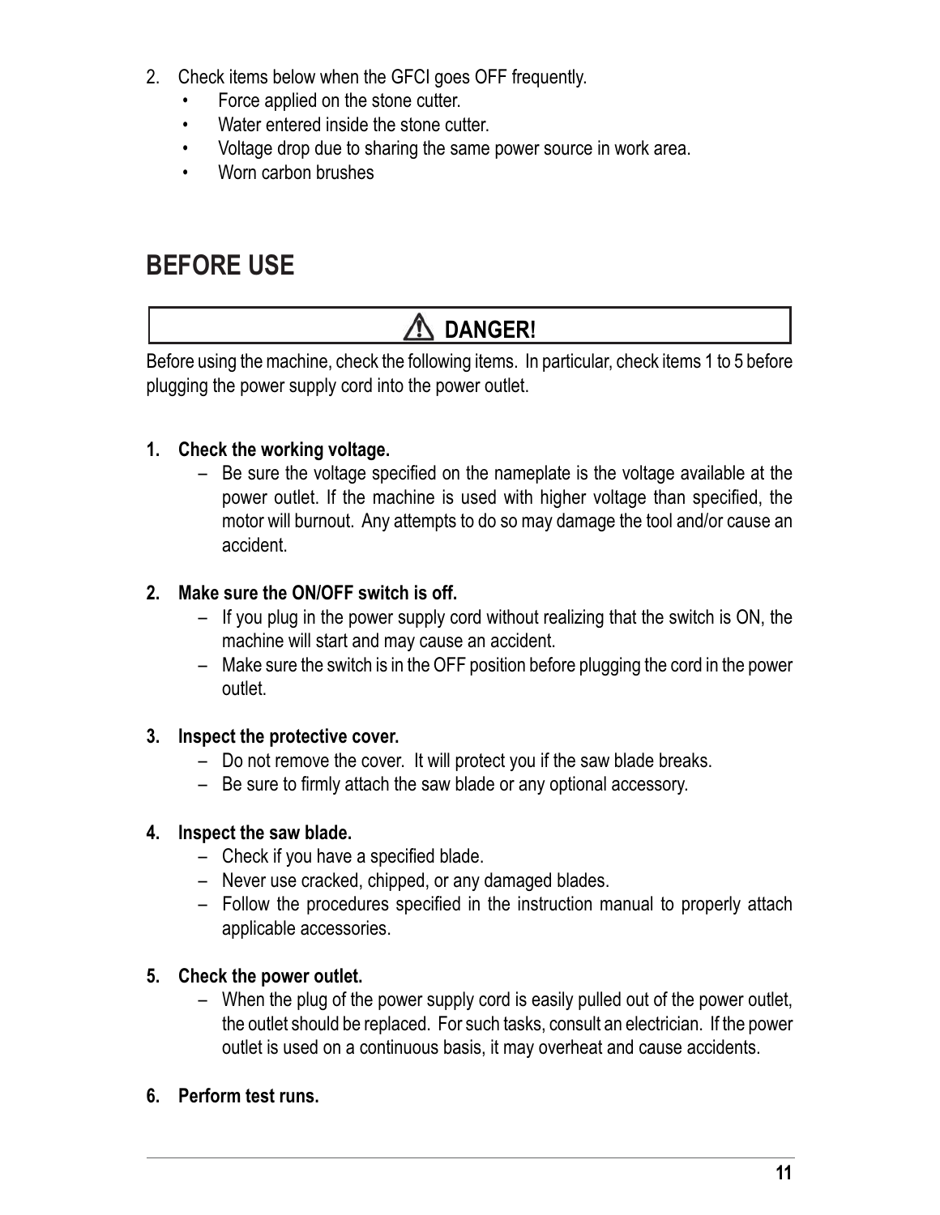2. Check items below when the GFCI goes OFF frequently.
   - Force applied on the stone cutter.
   - Water entered inside the stone cutter.
   - Voltage drop due to sharing the same power source in work area.
   - Worn carbon brushes

## BEFORE USE

**⚠ DANGER!**

Before using the machine, check the following items. In particular, check items 1 to 5 before plugging the power supply cord into the power outlet.

**1. Check the working voltage.**

– Be sure the voltage specified on the nameplate is the voltage available at the power outlet. If the machine is used with higher voltage than specified, the motor will burnout. Any attempts to do so may damage the tool and/or cause an accident.

**2. Make sure the ON/OFF switch is off.**

– If you plug in the power supply cord without realizing that the switch is ON, the machine will start and may cause an accident.

– Make sure the switch is in the OFF position before plugging the cord in the power outlet.

**3. Inspect the protective cover.**

– Do not remove the cover. It will protect you if the saw blade breaks.

– Be sure to firmly attach the saw blade or any optional accessory.

**4. Inspect the saw blade.**

– Check if you have a specified blade.

– Never use cracked, chipped, or any damaged blades.

– Follow the procedures specified in the instruction manual to properly attach applicable accessories.

**5. Check the power outlet.**

– When the plug of the power supply cord is easily pulled out of the power outlet, the outlet should be replaced. For such tasks, consult an electrician. If the power outlet is used on a continuous basis, it may overheat and cause accidents.

**6. Perform test runs.**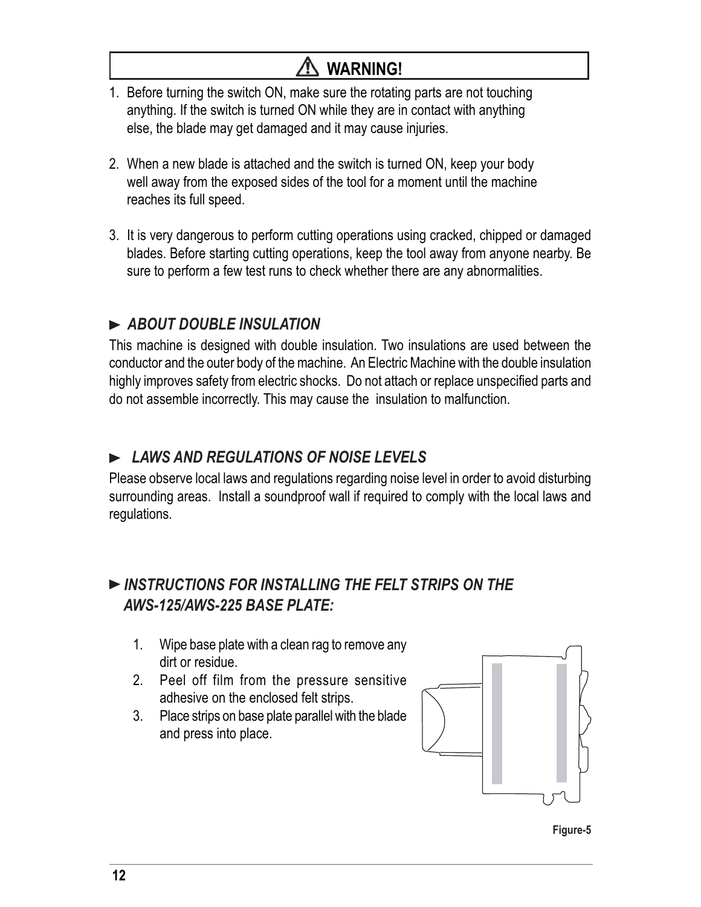## ⚠ WARNING!

1. Before turning the switch ON, make sure the rotating parts are not touching anything. If the switch is turned ON while they are in contact with anything else, the blade may get damaged and it may cause injuries.

2. When a new blade is attached and the switch is turned ON, keep your body well away from the exposed sides of the tool for a moment until the machine reaches its full speed.

3. It is very dangerous to perform cutting operations using cracked, chipped or damaged blades. Before starting cutting operations, keep the tool away from anyone nearby. Be sure to perform a few test runs to check whether there are any abnormalities.

### ► *ABOUT DOUBLE INSULATION*

This machine is designed with double insulation. Two insulations are used between the conductor and the outer body of the machine. An Electric Machine with the double insulation highly improves safety from electric shocks. Do not attach or replace unspecified parts and do not assemble incorrectly. This may cause the insulation to malfunction.

### ► *LAWS AND REGULATIONS OF NOISE LEVELS*

Please observe local laws and regulations regarding noise level in order to avoid disturbing surrounding areas. Install a soundproof wall if required to comply with the local laws and regulations.

### ► *INSTRUCTIONS FOR INSTALLING THE FELT STRIPS ON THE AWS-125/AWS-225 BASE PLATE:*

1. Wipe base plate with a clean rag to remove any dirt or residue.
2. Peel off film from the pressure sensitive adhesive on the enclosed felt strips.
3. Place strips on base plate parallel with the blade and press into place.

Figure-5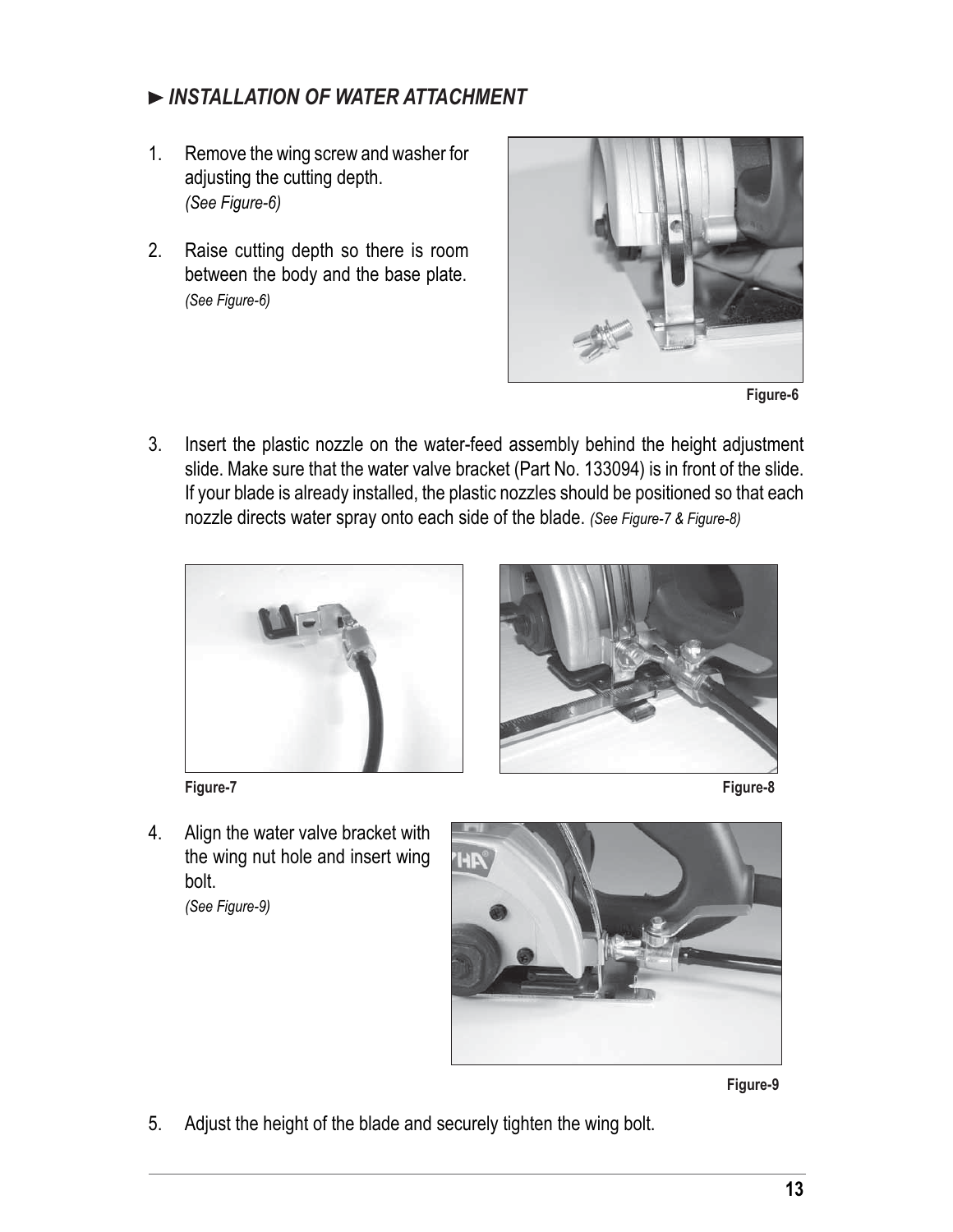## ► *INSTALLATION OF WATER ATTACHMENT*

1. Remove the wing screw and washer for adjusting the cutting depth. *(See Figure-6)*

2. Raise cutting depth so there is room between the body and the base plate. *(See Figure-6)*

**Figure-6**

3. Insert the plastic nozzle on the water-feed assembly behind the height adjustment slide. Make sure that the water valve bracket (Part No. 133094) is in front of the slide. If your blade is already installed, the plastic nozzles should be positioned so that each nozzle directs water spray onto each side of the blade. *(See Figure-7 & Figure-8)*

**Figure-7**

**Figure-8**

4. Align the water valve bracket with the wing nut hole and insert wing bolt. *(See Figure-9)*

**Figure-9**

5. Adjust the height of the blade and securely tighten the wing bolt.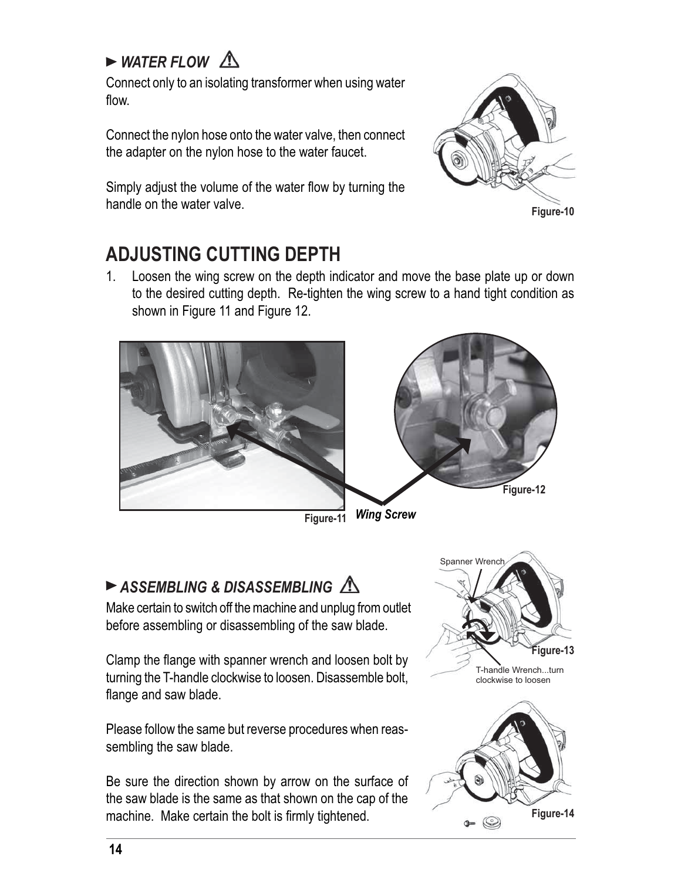### ► *WATER FLOW* ⚠

Connect only to an isolating transformer when using water flow.

Connect the nylon hose onto the water valve, then connect the adapter on the nylon hose to the water faucet.

Simply adjust the volume of the water flow by turning the handle on the water valve.

Figure-10

## ADJUSTING CUTTING DEPTH

1. Loosen the wing screw on the depth indicator and move the base plate up or down to the desired cutting depth. Re-tighten the wing screw to a hand tight condition as shown in Figure 11 and Figure 12.

Figure-11 *Wing Screw* Figure-12

### ► *ASSEMBLING & DISASSEMBLING* ⚠

Make certain to switch off the machine and unplug from outlet before assembling or disassembling of the saw blade.

Clamp the flange with spanner wrench and loosen bolt by turning the T-handle clockwise to loosen. Disassemble bolt, flange and saw blade.

Please follow the same but reverse procedures when reassembling the saw blade.

Be sure the direction shown by arrow on the surface of the saw blade is the same as that shown on the cap of the machine. Make certain the bolt is firmly tightened.

Spanner Wrench

T-handle Wrench...turn clockwise to loosen

Figure-13

Figure-14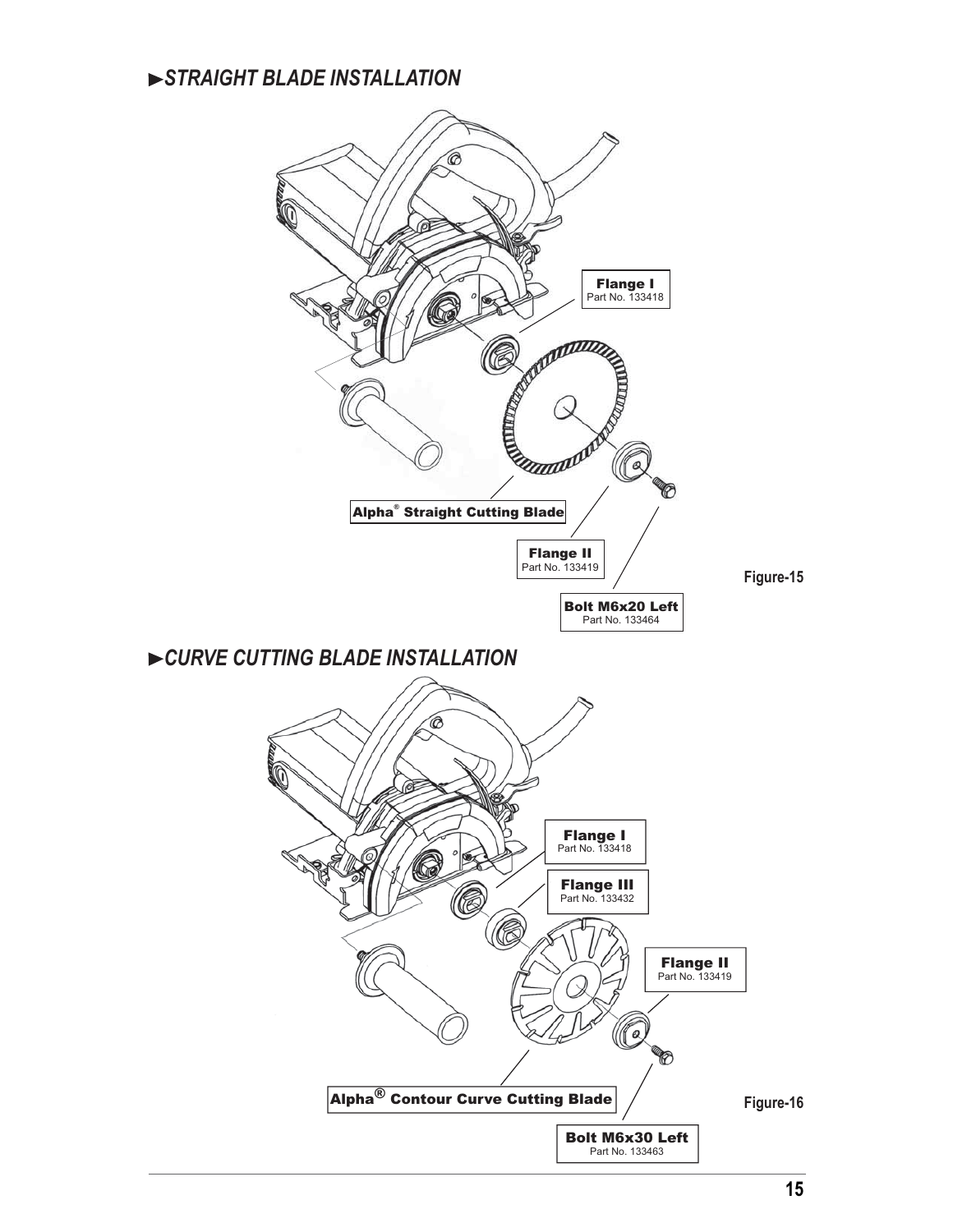## ►*STRAIGHT BLADE INSTALLATION*

**Flange I**
Part No. 133418

**Alpha® Straight Cutting Blade**

**Flange II**
Part No. 133419

**Bolt M6x20 Left**
Part No. 133464

Figure-15

## ►*CURVE CUTTING BLADE INSTALLATION*

**Flange I**
Part No. 133418

**Flange III**
Part No. 133432

**Flange II**
Part No. 133419

**Alpha® Contour Curve Cutting Blade**

**Bolt M6x30 Left**
Part No. 133463

Figure-16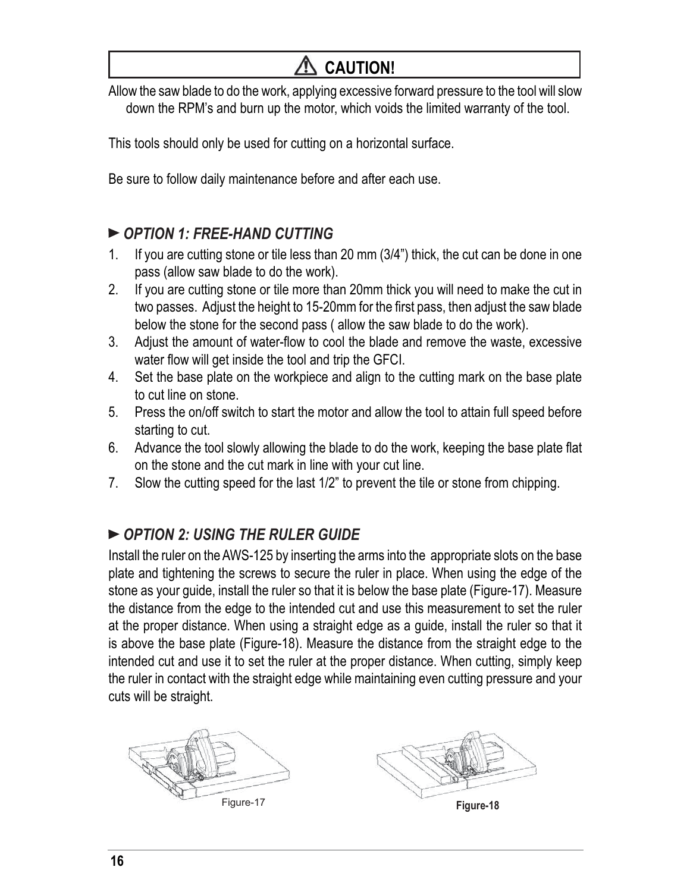## ⚠ CAUTION!

Allow the saw blade to do the work, applying excessive forward pressure to the tool will slow down the RPM's and burn up the motor, which voids the limited warranty of the tool.

This tools should only be used for cutting on a horizontal surface.

Be sure to follow daily maintenance before and after each use.

### ► *OPTION 1: FREE-HAND CUTTING*

1. If you are cutting stone or tile less than 20 mm (3/4") thick, the cut can be done in one pass (allow saw blade to do the work).
2. If you are cutting stone or tile more than 20mm thick you will need to make the cut in two passes. Adjust the height to 15-20mm for the first pass, then adjust the saw blade below the stone for the second pass ( allow the saw blade to do the work).
3. Adjust the amount of water-flow to cool the blade and remove the waste, excessive water flow will get inside the tool and trip the GFCI.
4. Set the base plate on the workpiece and align to the cutting mark on the base plate to cut line on stone.
5. Press the on/off switch to start the motor and allow the tool to attain full speed before starting to cut.
6. Advance the tool slowly allowing the blade to do the work, keeping the base plate flat on the stone and the cut mark in line with your cut line.
7. Slow the cutting speed for the last 1/2" to prevent the tile or stone from chipping.

### ► *OPTION 2: USING THE RULER GUIDE*

Install the ruler on the AWS-125 by inserting the arms into the appropriate slots on the base plate and tightening the screws to secure the ruler in place. When using the edge of the stone as your guide, install the ruler so that it is below the base plate (Figure-17). Measure the distance from the edge to the intended cut and use this measurement to set the ruler at the proper distance. When using a straight edge as a guide, install the ruler so that it is above the base plate (Figure-18). Measure the distance from the straight edge to the intended cut and use it to set the ruler at the proper distance. When cutting, simply keep the ruler in contact with the straight edge while maintaining even cutting pressure and your cuts will be straight.

Figure-17

**Figure-18**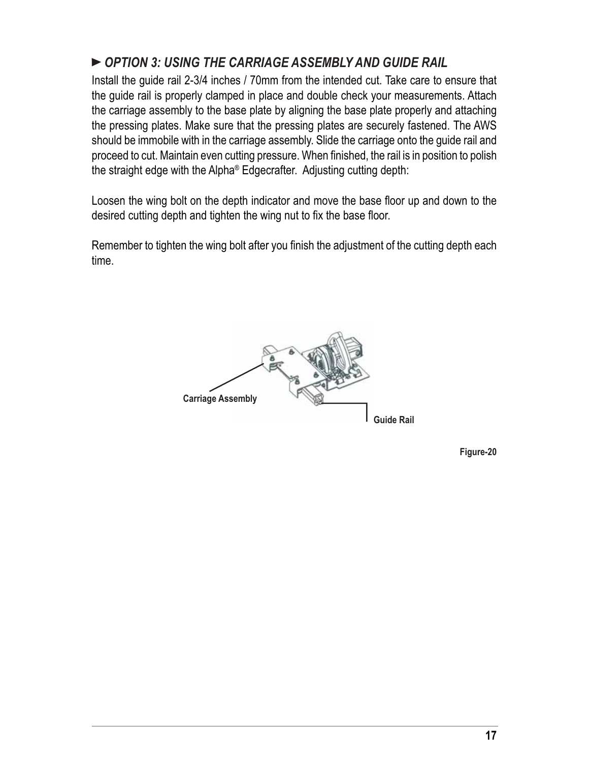### ► *OPTION 3: USING THE CARRIAGE ASSEMBLY AND GUIDE RAIL*

Install the guide rail 2-3/4 inches / 70mm from the intended cut. Take care to ensure that the guide rail is properly clamped in place and double check your measurements. Attach the carriage assembly to the base plate by aligning the base plate properly and attaching the pressing plates. Make sure that the pressing plates are securely fastened. The AWS should be immobile with in the carriage assembly. Slide the carriage onto the guide rail and proceed to cut. Maintain even cutting pressure. When finished, the rail is in position to polish the straight edge with the Alpha® Edgecrafter. Adjusting cutting depth:

Loosen the wing bolt on the depth indicator and move the base floor up and down to the desired cutting depth and tighten the wing nut to fix the base floor.

Remember to tighten the wing bolt after you finish the adjustment of the cutting depth each time.

Carriage Assembly

Guide Rail

Figure-20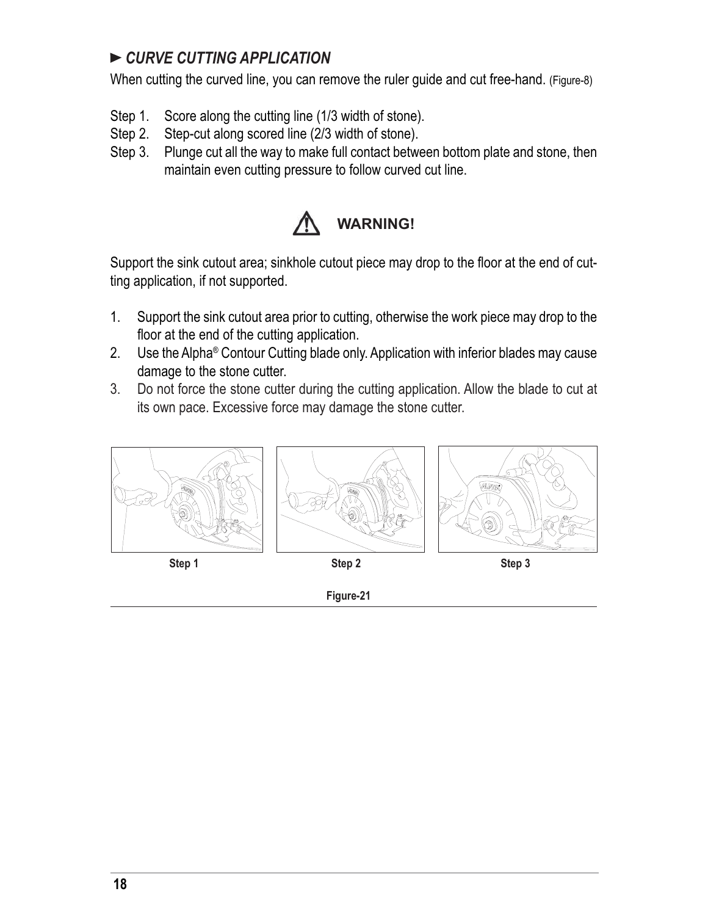### ► *CURVE CUTTING APPLICATION*

When cutting the curved line, you can remove the ruler guide and cut free-hand. (Figure-8)

Step 1. Score along the cutting line (1/3 width of stone).
Step 2. Step-cut along scored line (2/3 width of stone).
Step 3. Plunge cut all the way to make full contact between bottom plate and stone, then maintain even cutting pressure to follow curved cut line.

**WARNING!**

Support the sink cutout area; sinkhole cutout piece may drop to the floor at the end of cutting application, if not supported.

1. Support the sink cutout area prior to cutting, otherwise the work piece may drop to the floor at the end of the cutting application.
2. Use the Alpha® Contour Cutting blade only. Application with inferior blades may cause damage to the stone cutter.
3. Do not force the stone cutter during the cutting application. Allow the blade to cut at its own pace. Excessive force may damage the stone cutter.

**Step 1** **Step 2** **Step 3**

**Figure-21**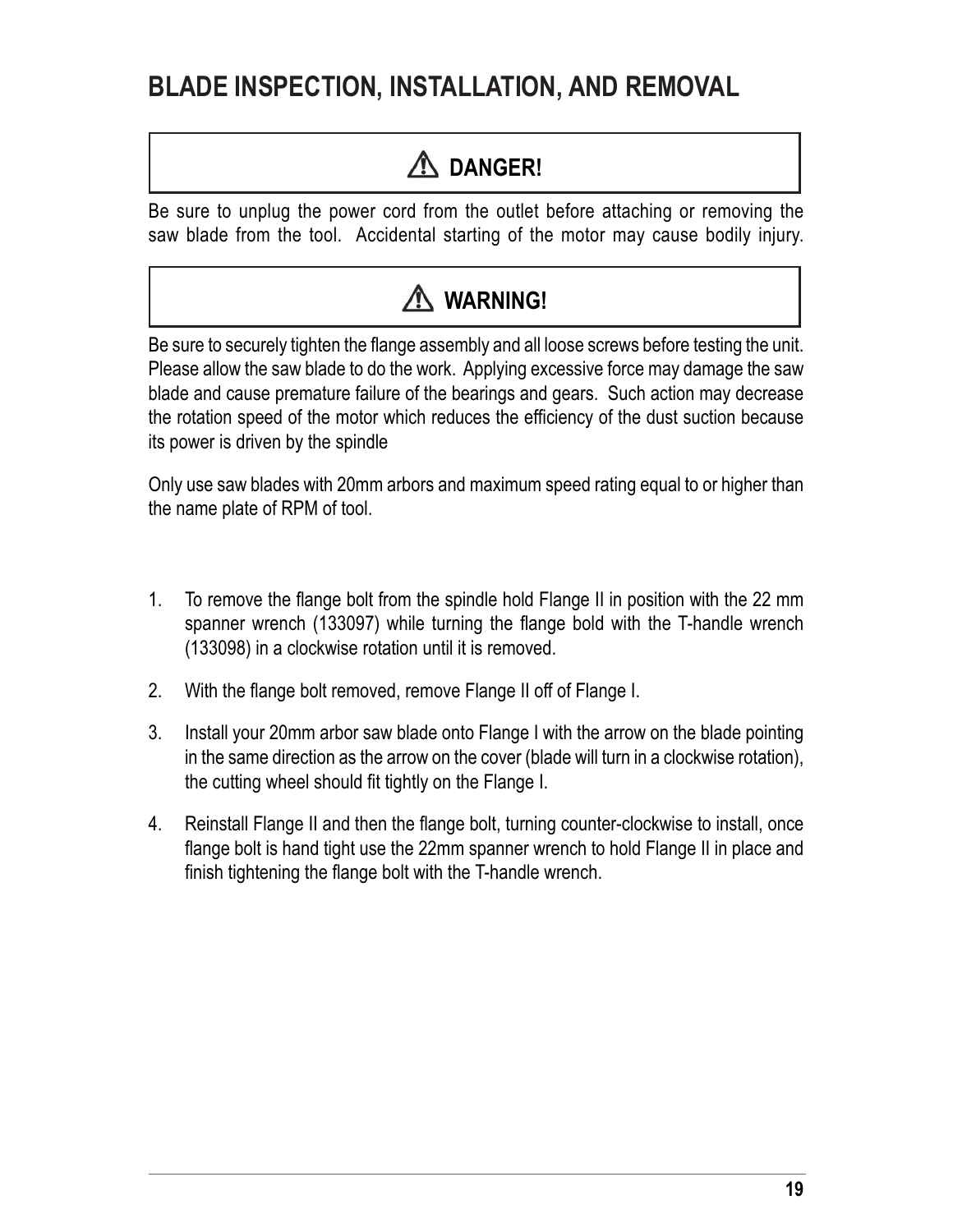# BLADE INSPECTION, INSTALLATION, AND REMOVAL

## ⚠ DANGER!

Be sure to unplug the power cord from the outlet before attaching or removing the saw blade from the tool. Accidental starting of the motor may cause bodily injury.

## ⚠ WARNING!

Be sure to securely tighten the flange assembly and all loose screws before testing the unit. Please allow the saw blade to do the work. Applying excessive force may damage the saw blade and cause premature failure of the bearings and gears. Such action may decrease the rotation speed of the motor which reduces the efficiency of the dust suction because its power is driven by the spindle

Only use saw blades with 20mm arbors and maximum speed rating equal to or higher than the name plate of RPM of tool.

1. To remove the flange bolt from the spindle hold Flange II in position with the 22 mm spanner wrench (133097) while turning the flange bold with the T-handle wrench (133098) in a clockwise rotation until it is removed.
2. With the flange bolt removed, remove Flange II off of Flange I.
3. Install your 20mm arbor saw blade onto Flange I with the arrow on the blade pointing in the same direction as the arrow on the cover (blade will turn in a clockwise rotation), the cutting wheel should fit tightly on the Flange I.
4. Reinstall Flange II and then the flange bolt, turning counter-clockwise to install, once flange bolt is hand tight use the 22mm spanner wrench to hold Flange II in place and finish tightening the flange bolt with the T-handle wrench.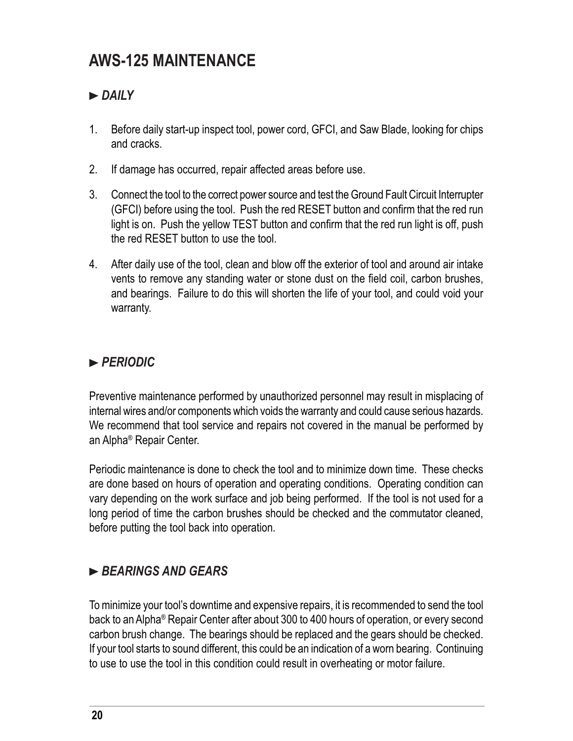# AWS-125 MAINTENANCE

## ► *DAILY*

1. Before daily start-up inspect tool, power cord, GFCI, and Saw Blade, looking for chips and cracks.
2. If damage has occurred, repair affected areas before use.
3. Connect the tool to the correct power source and test the Ground Fault Circuit Interrupter (GFCI) before using the tool. Push the red RESET button and confirm that the red run light is on. Push the yellow TEST button and confirm that the red run light is off, push the red RESET button to use the tool.
4. After daily use of the tool, clean and blow off the exterior of tool and around air intake vents to remove any standing water or stone dust on the field coil, carbon brushes, and bearings. Failure to do this will shorten the life of your tool, and could void your warranty.

## ► *PERIODIC*

Preventive maintenance performed by unauthorized personnel may result in misplacing of internal wires and/or components which voids the warranty and could cause serious hazards. We recommend that tool service and repairs not covered in the manual be performed by an Alpha® Repair Center.

Periodic maintenance is done to check the tool and to minimize down time. These checks are done based on hours of operation and operating conditions. Operating condition can vary depending on the work surface and job being performed. If the tool is not used for a long period of time the carbon brushes should be checked and the commutator cleaned, before putting the tool back into operation.

## ► *BEARINGS AND GEARS*

To minimize your tool's downtime and expensive repairs, it is recommended to send the tool back to an Alpha® Repair Center after about 300 to 400 hours of operation, or every second carbon brush change. The bearings should be replaced and the gears should be checked. If your tool starts to sound different, this could be an indication of a worn bearing. Continuing to use to use the tool in this condition could result in overheating or motor failure.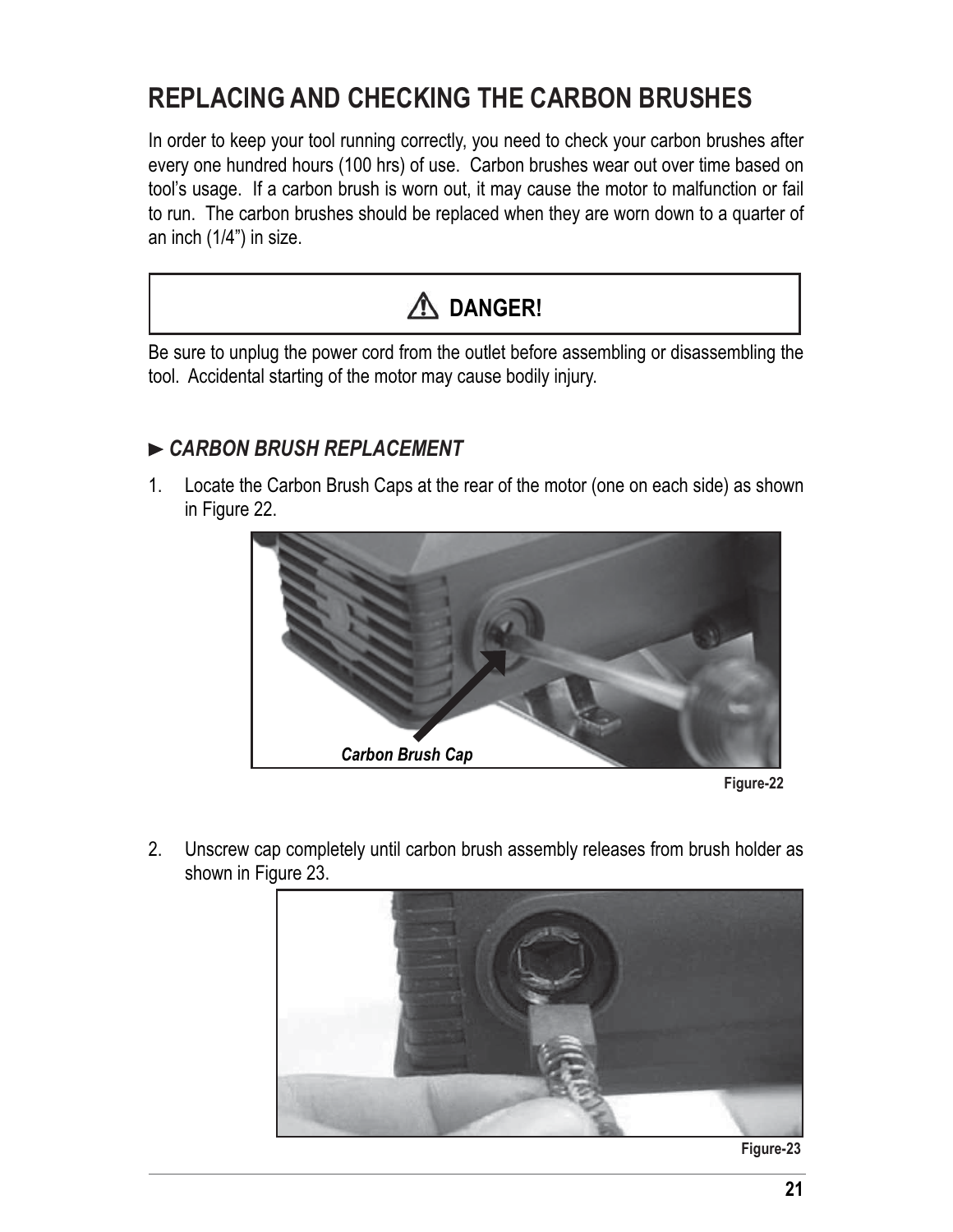# REPLACING AND CHECKING THE CARBON BRUSHES

In order to keep your tool running correctly, you need to check your carbon brushes after every one hundred hours (100 hrs) of use. Carbon brushes wear out over time based on tool's usage. If a carbon brush is worn out, it may cause the motor to malfunction or fail to run. The carbon brushes should be replaced when they are worn down to a quarter of an inch (1/4") in size.

**⚠ DANGER!**

Be sure to unplug the power cord from the outlet before assembling or disassembling the tool. Accidental starting of the motor may cause bodily injury.

### ► *CARBON BRUSH REPLACEMENT*

1. Locate the Carbon Brush Caps at the rear of the motor (one on each side) as shown in Figure 22.

***Carbon Brush Cap***

**Figure-22**

2. Unscrew cap completely until carbon brush assembly releases from brush holder as shown in Figure 23.

**Figure-23**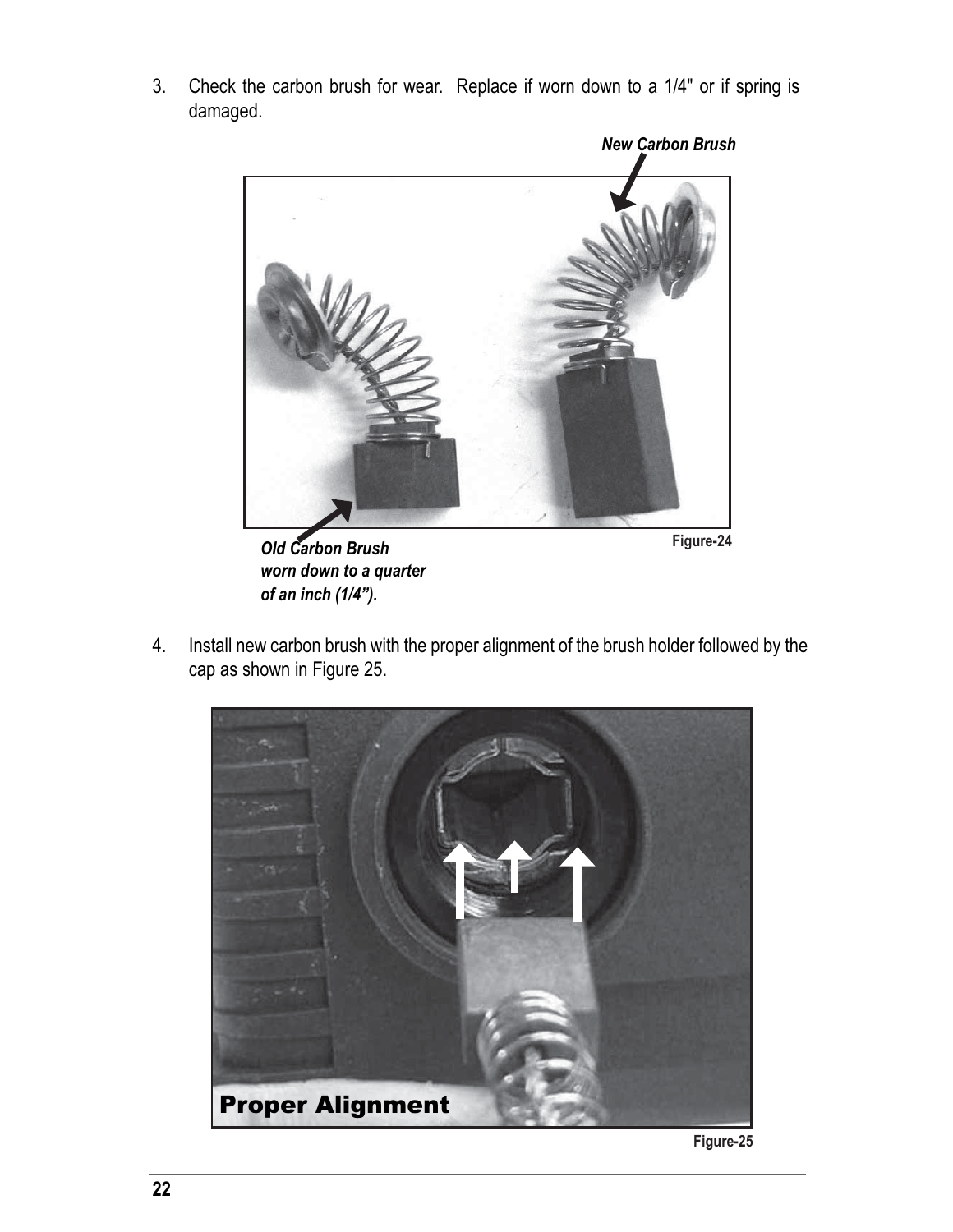3. Check the carbon brush for wear. Replace if worn down to a 1/4" or if spring is damaged.

***New Carbon Brush***

***Old Carbon Brush worn down to a quarter of an inch (1/4").***

**Figure-24**

4. Install new carbon brush with the proper alignment of the brush holder followed by the cap as shown in Figure 25.

**Proper Alignment**

**Figure-25**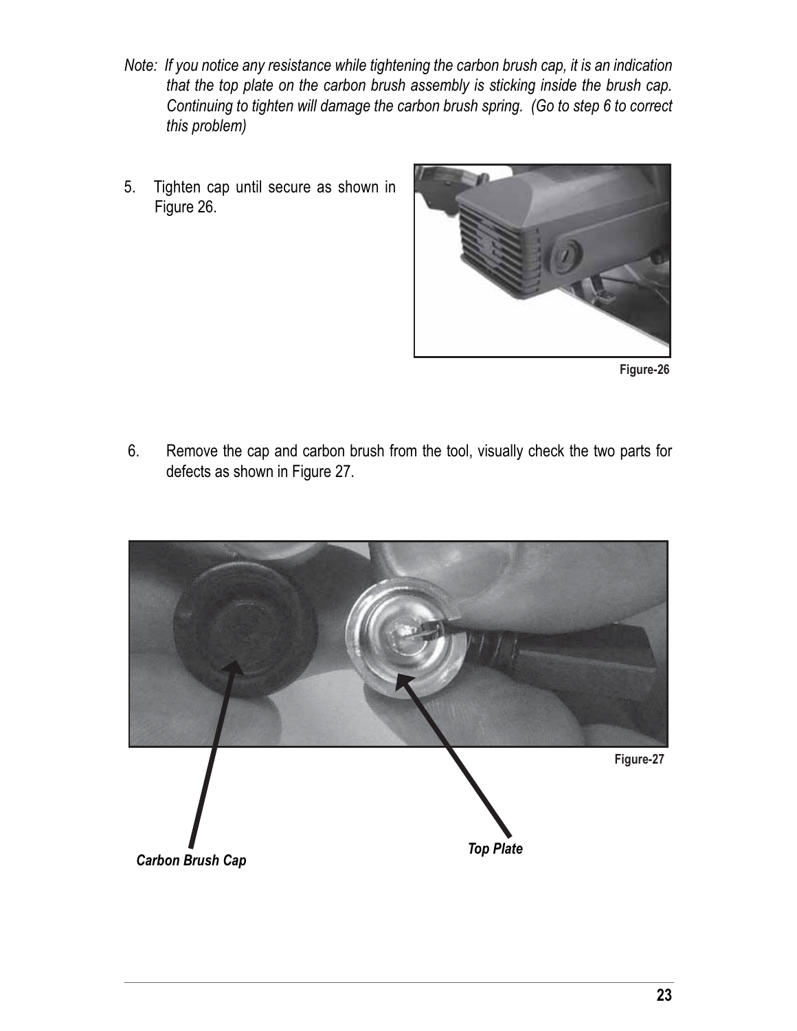*Note: If you notice any resistance while tightening the carbon brush cap, it is an indication that the top plate on the carbon brush assembly is sticking inside the brush cap. Continuing to tighten will damage the carbon brush spring. (Go to step 6 to correct this problem)*

5. Tighten cap until secure as shown in Figure 26.

**Figure-26**

6. Remove the cap and carbon brush from the tool, visually check the two parts for defects as shown in Figure 27.

**Figure-27**

***Carbon Brush Cap***

***Top Plate***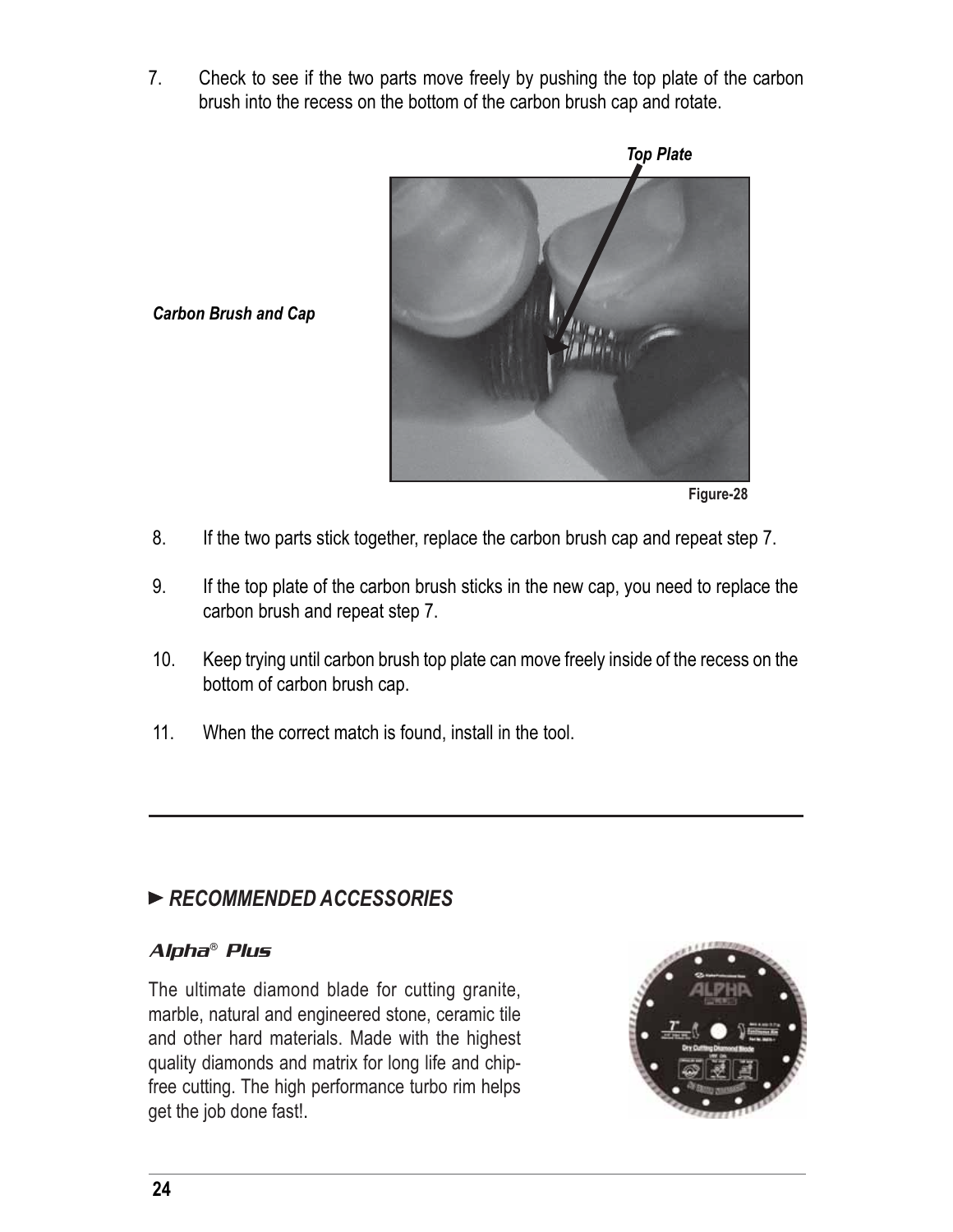7. Check to see if the two parts move freely by pushing the top plate of the carbon brush into the recess on the bottom of the carbon brush cap and rotate.

*Top Plate*

*Carbon Brush and Cap*

**Figure-28**

8. If the two parts stick together, replace the carbon brush cap and repeat step 7.

9. If the top plate of the carbon brush sticks in the new cap, you need to replace the carbon brush and repeat step 7.

10. Keep trying until carbon brush top plate can move freely inside of the recess on the bottom of carbon brush cap.

11. When the correct match is found, install in the tool.

---

## ► *RECOMMENDED ACCESSORIES*

### *Alpha® Plus*

The ultimate diamond blade for cutting granite, marble, natural and engineered stone, ceramic tile and other hard materials. Made with the highest quality diamonds and matrix for long life and chip-free cutting. The high performance turbo rim helps get the job done fast!.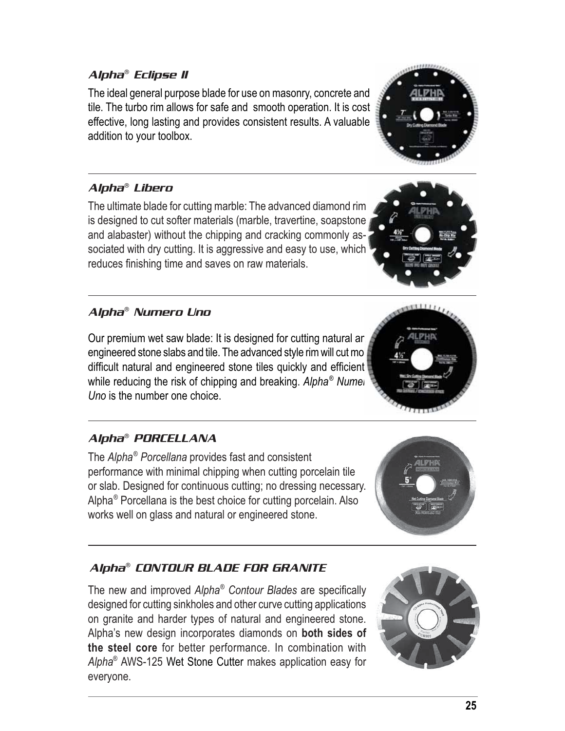## *Alpha*® *Eclipse II*

The ideal general purpose blade for use on masonry, concrete and tile. The turbo rim allows for safe and smooth operation. It is cost effective, long lasting and provides consistent results. A valuable addition to your toolbox.

## *Alpha*® *Libero*

The ultimate blade for cutting marble: The advanced diamond rim is designed to cut softer materials (marble, travertine, soapstone and alabaster) without the chipping and cracking commonly associated with dry cutting. It is aggressive and easy to use, which reduces finishing time and saves on raw materials.

## *Alpha*® *Numero Uno*

Our premium wet saw blade: It is designed for cutting natural ar engineered stone slabs and tile. The advanced style rim will cut mo difficult natural and engineered stone tiles quickly and efficient while reducing the risk of chipping and breaking. *Alpha*® *Numer Uno* is the number one choice.

## *Alpha*® *PORCELLANA*

The *Alpha*® *Porcellana* provides fast and consistent performance with minimal chipping when cutting porcelain tile or slab. Designed for continuous cutting; no dressing necessary. Alpha® Porcellana is the best choice for cutting porcelain. Also works well on glass and natural or engineered stone.

## *Alpha*® *CONTOUR BLADE FOR GRANITE*

The new and improved *Alpha*® *Contour Blades* are specifically designed for cutting sinkholes and other curve cutting applications on granite and harder types of natural and engineered stone. Alpha's new design incorporates diamonds on **both sides of the steel core** for better performance. In combination with *Alpha*® AWS-125 Wet Stone Cutter makes application easy for everyone.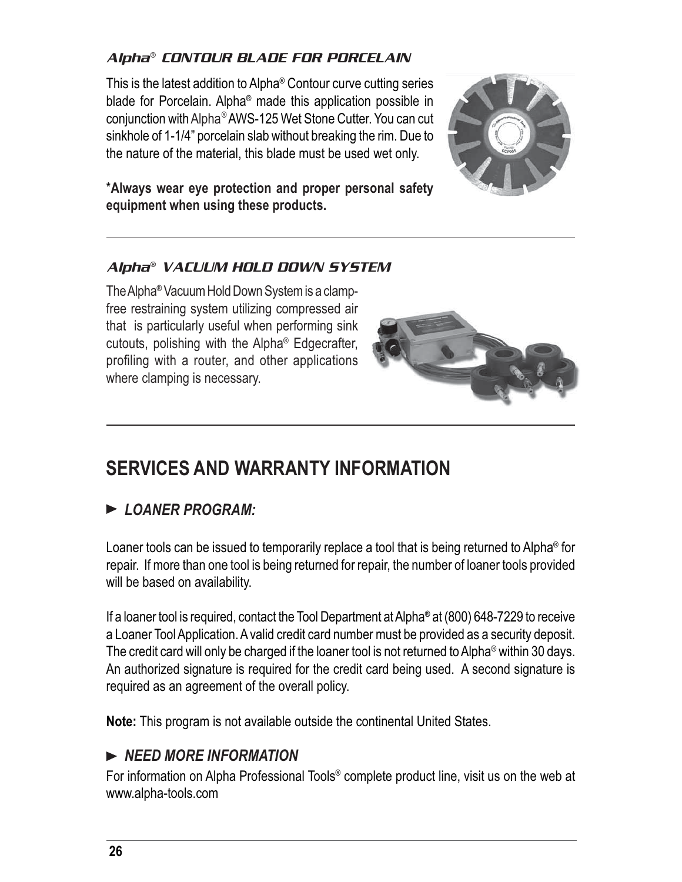### *Alpha® CONTOUR BLADE FOR PORCELAIN*

This is the latest addition to Alpha® Contour curve cutting series blade for Porcelain. Alpha® made this application possible in conjunction with Alpha® AWS-125 Wet Stone Cutter. You can cut sinkhole of 1-1/4" porcelain slab without breaking the rim. Due to the nature of the material, this blade must be used wet only.

**\*Always wear eye protection and proper personal safety equipment when using these products.**

---

### *Alpha® VACUUM HOLD DOWN SYSTEM*

The Alpha® Vacuum Hold Down System is a clamp-free restraining system utilizing compressed air that is particularly useful when performing sink cutouts, polishing with the Alpha® Edgecrafter, profiling with a router, and other applications where clamping is necessary.

---

## SERVICES AND WARRANTY INFORMATION

### ► *LOANER PROGRAM:*

Loaner tools can be issued to temporarily replace a tool that is being returned to Alpha® for repair. If more than one tool is being returned for repair, the number of loaner tools provided will be based on availability.

If a loaner tool is required, contact the Tool Department at Alpha® at (800) 648-7229 to receive a Loaner Tool Application. A valid credit card number must be provided as a security deposit. The credit card will only be charged if the loaner tool is not returned to Alpha® within 30 days. An authorized signature is required for the credit card being used. A second signature is required as an agreement of the overall policy.

**Note:** This program is not available outside the continental United States.

### ► *NEED MORE INFORMATION*

For information on Alpha Professional Tools® complete product line, visit us on the web at www.alpha-tools.com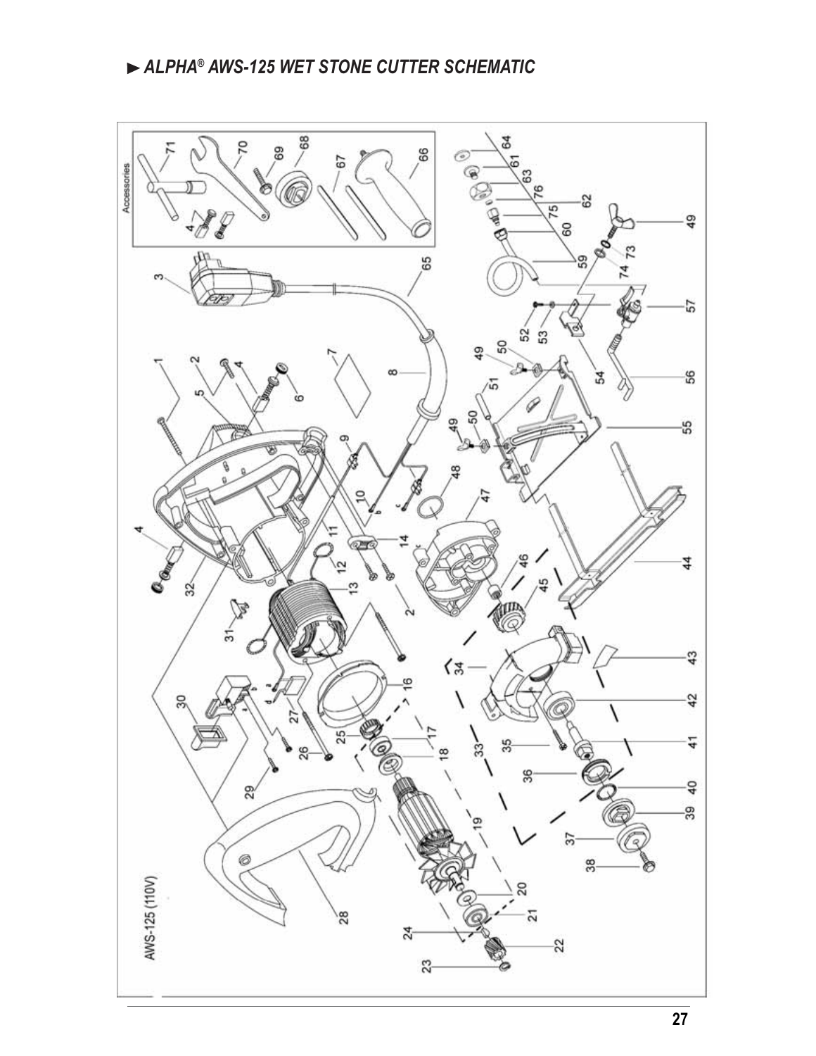# ► ALPHA® AWS-125 WET STONE CUTTER SCHEMATIC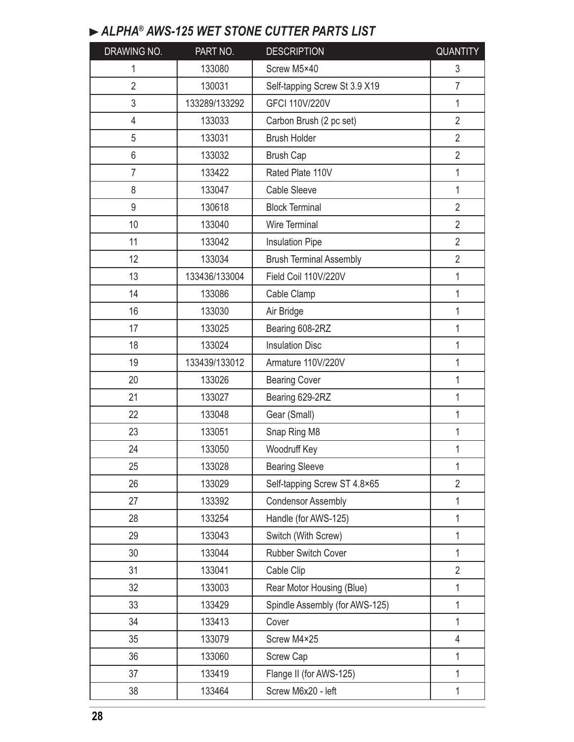## ► *ALPHA® AWS-125 WET STONE CUTTER PARTS LIST*

| DRAWING NO. | PART NO. | DESCRIPTION | QUANTITY |
|---|---|---|---|
| 1 | 133080 | Screw M5×40 | 3 |
| 2 | 130031 | Self-tapping Screw St 3.9 X19 | 7 |
| 3 | 133289/133292 | GFCI 110V/220V | 1 |
| 4 | 133033 | Carbon Brush (2 pc set) | 2 |
| 5 | 133031 | Brush Holder | 2 |
| 6 | 133032 | Brush Cap | 2 |
| 7 | 133422 | Rated Plate 110V | 1 |
| 8 | 133047 | Cable Sleeve | 1 |
| 9 | 130618 | Block Terminal | 2 |
| 10 | 133040 | Wire Terminal | 2 |
| 11 | 133042 | Insulation Pipe | 2 |
| 12 | 133034 | Brush Terminal Assembly | 2 |
| 13 | 133436/133004 | Field Coil 110V/220V | 1 |
| 14 | 133086 | Cable Clamp | 1 |
| 16 | 133030 | Air Bridge | 1 |
| 17 | 133025 | Bearing 608-2RZ | 1 |
| 18 | 133024 | Insulation Disc | 1 |
| 19 | 133439/133012 | Armature 110V/220V | 1 |
| 20 | 133026 | Bearing Cover | 1 |
| 21 | 133027 | Bearing 629-2RZ | 1 |
| 22 | 133048 | Gear (Small) | 1 |
| 23 | 133051 | Snap Ring M8 | 1 |
| 24 | 133050 | Woodruff Key | 1 |
| 25 | 133028 | Bearing Sleeve | 1 |
| 26 | 133029 | Self-tapping Screw ST 4.8×65 | 2 |
| 27 | 133392 | Condensor Assembly | 1 |
| 28 | 133254 | Handle (for AWS-125) | 1 |
| 29 | 133043 | Switch (With Screw) | 1 |
| 30 | 133044 | Rubber Switch Cover | 1 |
| 31 | 133041 | Cable Clip | 2 |
| 32 | 133003 | Rear Motor Housing (Blue) | 1 |
| 33 | 133429 | Spindle Assembly (for AWS-125) | 1 |
| 34 | 133413 | Cover | 1 |
| 35 | 133079 | Screw M4×25 | 4 |
| 36 | 133060 | Screw Cap | 1 |
| 37 | 133419 | Flange II (for AWS-125) | 1 |
| 38 | 133464 | Screw M6x20 - left | 1 |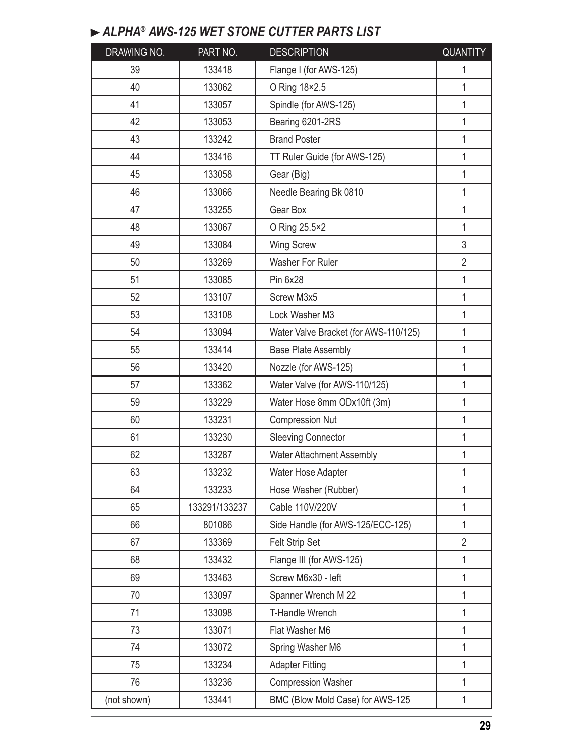## ► *ALPHA® AWS-125 WET STONE CUTTER PARTS LIST*

| DRAWING NO. | PART NO. | DESCRIPTION | QUANTITY |
|---|---|---|---|
| 39 | 133418 | Flange I (for AWS-125) | 1 |
| 40 | 133062 | O Ring 18×2.5 | 1 |
| 41 | 133057 | Spindle (for AWS-125) | 1 |
| 42 | 133053 | Bearing 6201-2RS | 1 |
| 43 | 133242 | Brand Poster | 1 |
| 44 | 133416 | TT Ruler Guide (for AWS-125) | 1 |
| 45 | 133058 | Gear (Big) | 1 |
| 46 | 133066 | Needle Bearing Bk 0810 | 1 |
| 47 | 133255 | Gear Box | 1 |
| 48 | 133067 | O Ring 25.5×2 | 1 |
| 49 | 133084 | Wing Screw | 3 |
| 50 | 133269 | Washer For Ruler | 2 |
| 51 | 133085 | Pin 6x28 | 1 |
| 52 | 133107 | Screw M3x5 | 1 |
| 53 | 133108 | Lock Washer M3 | 1 |
| 54 | 133094 | Water Valve Bracket (for AWS-110/125) | 1 |
| 55 | 133414 | Base Plate Assembly | 1 |
| 56 | 133420 | Nozzle (for AWS-125) | 1 |
| 57 | 133362 | Water Valve (for AWS-110/125) | 1 |
| 59 | 133229 | Water Hose 8mm ODx10ft (3m) | 1 |
| 60 | 133231 | Compression Nut | 1 |
| 61 | 133230 | Sleeving Connector | 1 |
| 62 | 133287 | Water Attachment Assembly | 1 |
| 63 | 133232 | Water Hose Adapter | 1 |
| 64 | 133233 | Hose Washer (Rubber) | 1 |
| 65 | 133291/133237 | Cable 110V/220V | 1 |
| 66 | 801086 | Side Handle (for AWS-125/ECC-125) | 1 |
| 67 | 133369 | Felt Strip Set | 2 |
| 68 | 133432 | Flange III (for AWS-125) | 1 |
| 69 | 133463 | Screw M6x30 - left | 1 |
| 70 | 133097 | Spanner Wrench M 22 | 1 |
| 71 | 133098 | T-Handle Wrench | 1 |
| 73 | 133071 | Flat Washer M6 | 1 |
| 74 | 133072 | Spring Washer M6 | 1 |
| 75 | 133234 | Adapter Fitting | 1 |
| 76 | 133236 | Compression Washer | 1 |
| (not shown) | 133441 | BMC (Blow Mold Case) for AWS-125 | 1 |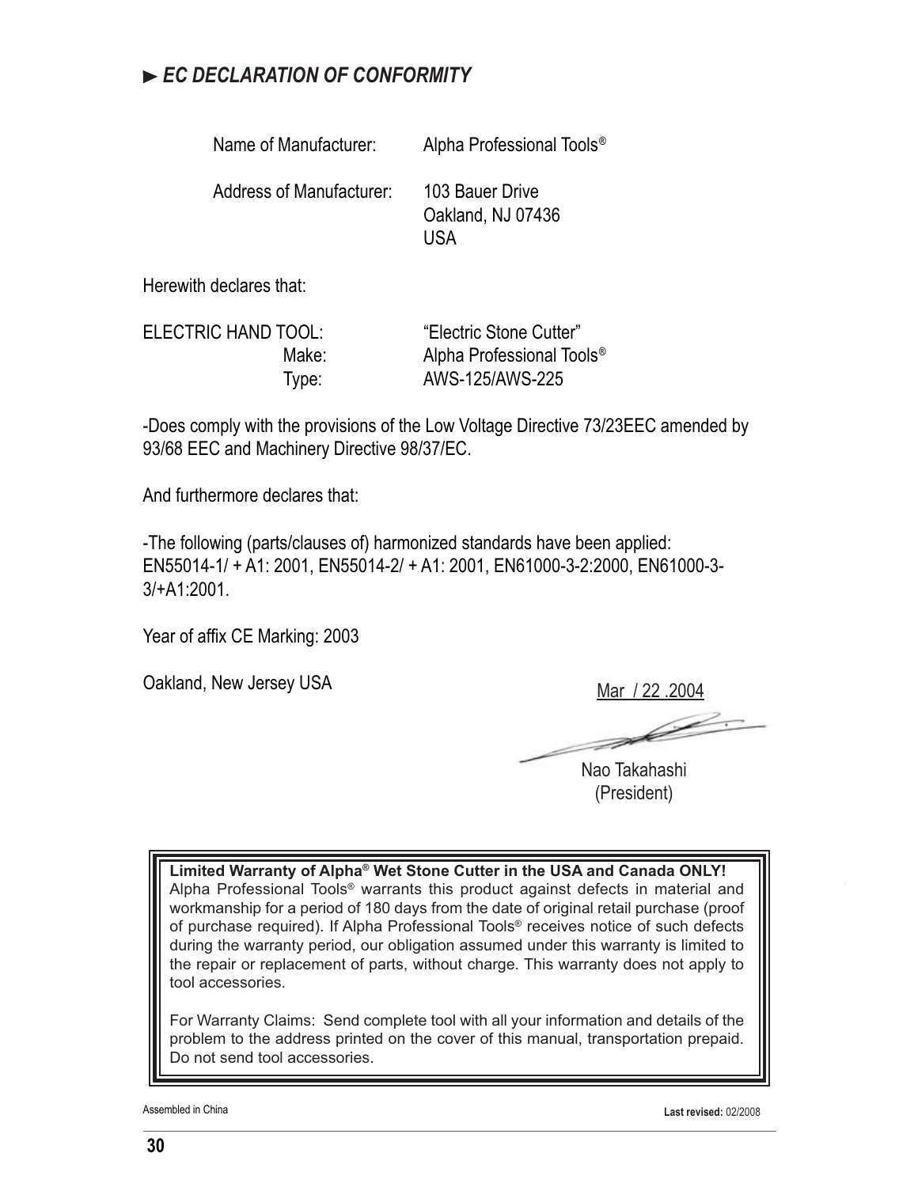## ► *EC DECLARATION OF CONFORMITY*

Name of Manufacturer: Alpha Professional Tools®

Address of Manufacturer: 103 Bauer Drive
Oakland, NJ 07436
USA

Herewith declares that:

ELECTRIC HAND TOOL: "Electric Stone Cutter"
Make: Alpha Professional Tools®
Type: AWS-125/AWS-225

-Does comply with the provisions of the Low Voltage Directive 73/23EEC amended by 93/68 EEC and Machinery Directive 98/37/EC.

And furthermore declares that:

-The following (parts/clauses of) harmonized standards have been applied: EN55014-1/ + A1: 2001, EN55014-2/ + A1: 2001, EN61000-3-2:2000, EN61000-3-3/+A1:2001.

Year of affix CE Marking: 2003

Oakland, New Jersey USA

Mar / 22 .2004

Nao Takahashi
(President)

**Limited Warranty of Alpha® Wet Stone Cutter in the USA and Canada ONLY!**
Alpha Professional Tools® warrants this product against defects in material and workmanship for a period of 180 days from the date of original retail purchase (proof of purchase required). If Alpha Professional Tools® receives notice of such defects during the warranty period, our obligation assumed under this warranty is limited to the repair or replacement of parts, without charge. This warranty does not apply to tool accessories.

For Warranty Claims: Send complete tool with all your information and details of the problem to the address printed on the cover of this manual, transportation prepaid. Do not send tool accessories.

Assembled in China

**Last revised:** 02/2008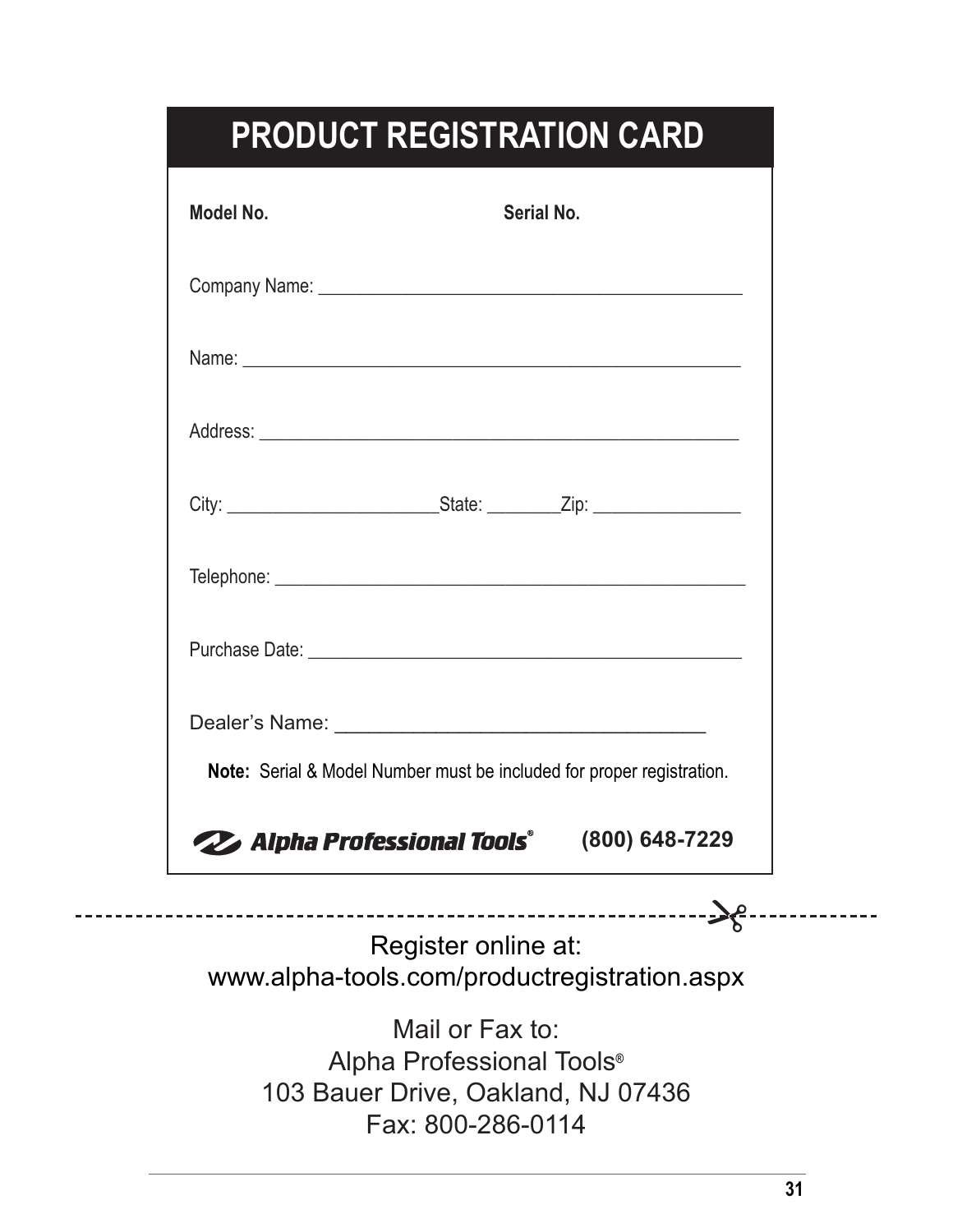# PRODUCT REGISTRATION CARD

**Model No.** **Serial No.**

Company Name: ____________________________________________

Name: ____________________________________________________

Address: __________________________________________________

City: ______________________State: ________Zip: _______________

Telephone: _________________________________________________

Purchase Date: ______________________________________________

Dealer's Name: _________________________________

**Note:** Serial & Model Number must be included for proper registration.

**Alpha Professional Tools®** **(800) 648-7229**

---

Register online at:
www.alpha-tools.com/productregistration.aspx

Mail or Fax to:
Alpha Professional Tools®
103 Bauer Drive, Oakland, NJ 07436
Fax: 800-286-0114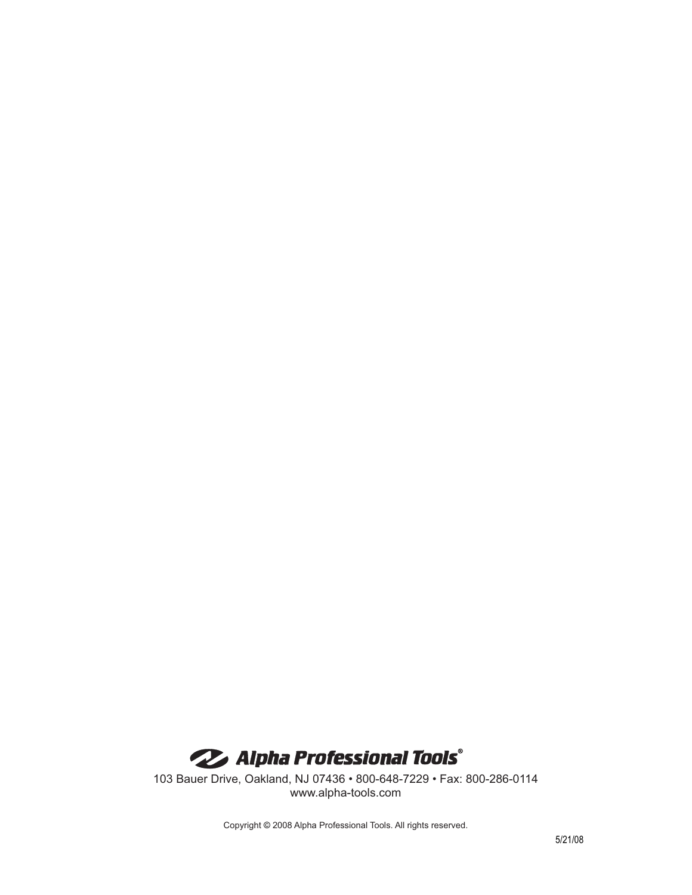**Alpha Professional Tools®**

103 Bauer Drive, Oakland, NJ 07436 • 800-648-7229 • Fax: 800-286-0114
www.alpha-tools.com

Copyright © 2008 Alpha Professional Tools. All rights reserved.

5/21/08